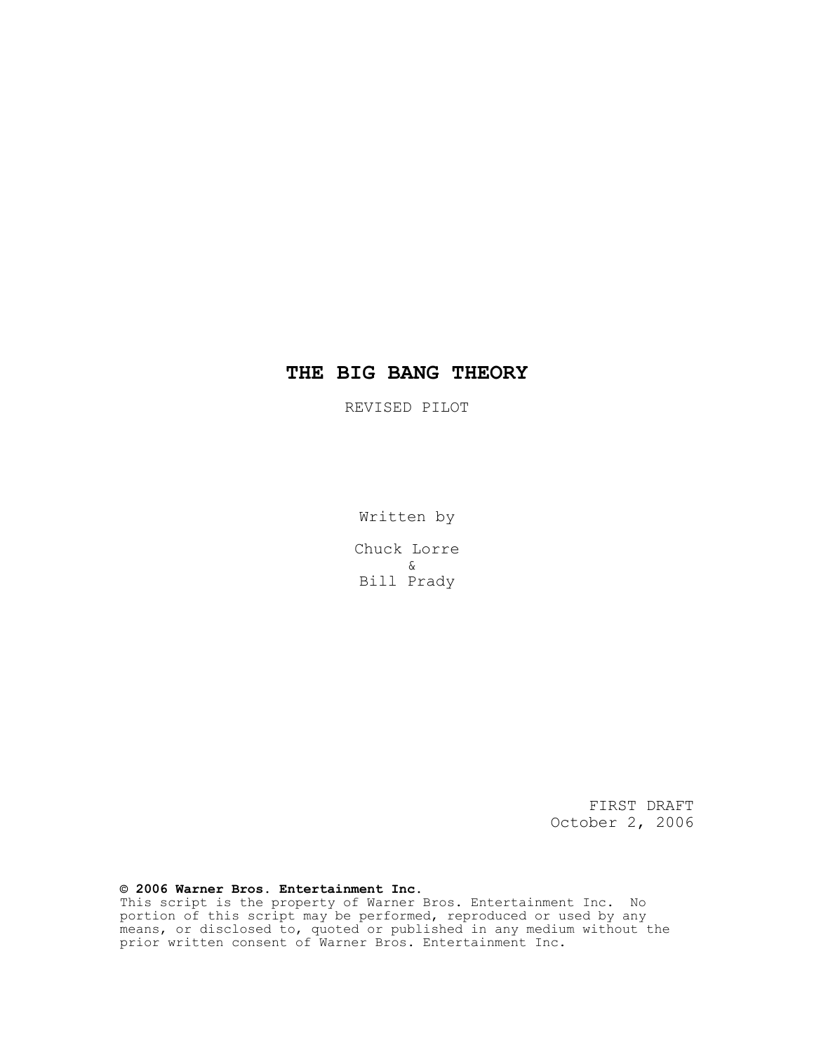# THE BIG BANG THEORY

REVISED PILOT

Written by

Chuck Lorre
&
Bill Prady

FIRST DRAFT
October 2, 2006

**© 2006 Warner Bros. Entertainment Inc.**
This script is the property of Warner Bros. Entertainment Inc. No portion of this script may be performed, reproduced or used by any means, or disclosed to, quoted or published in any medium without the prior written consent of Warner Bros. Entertainment Inc.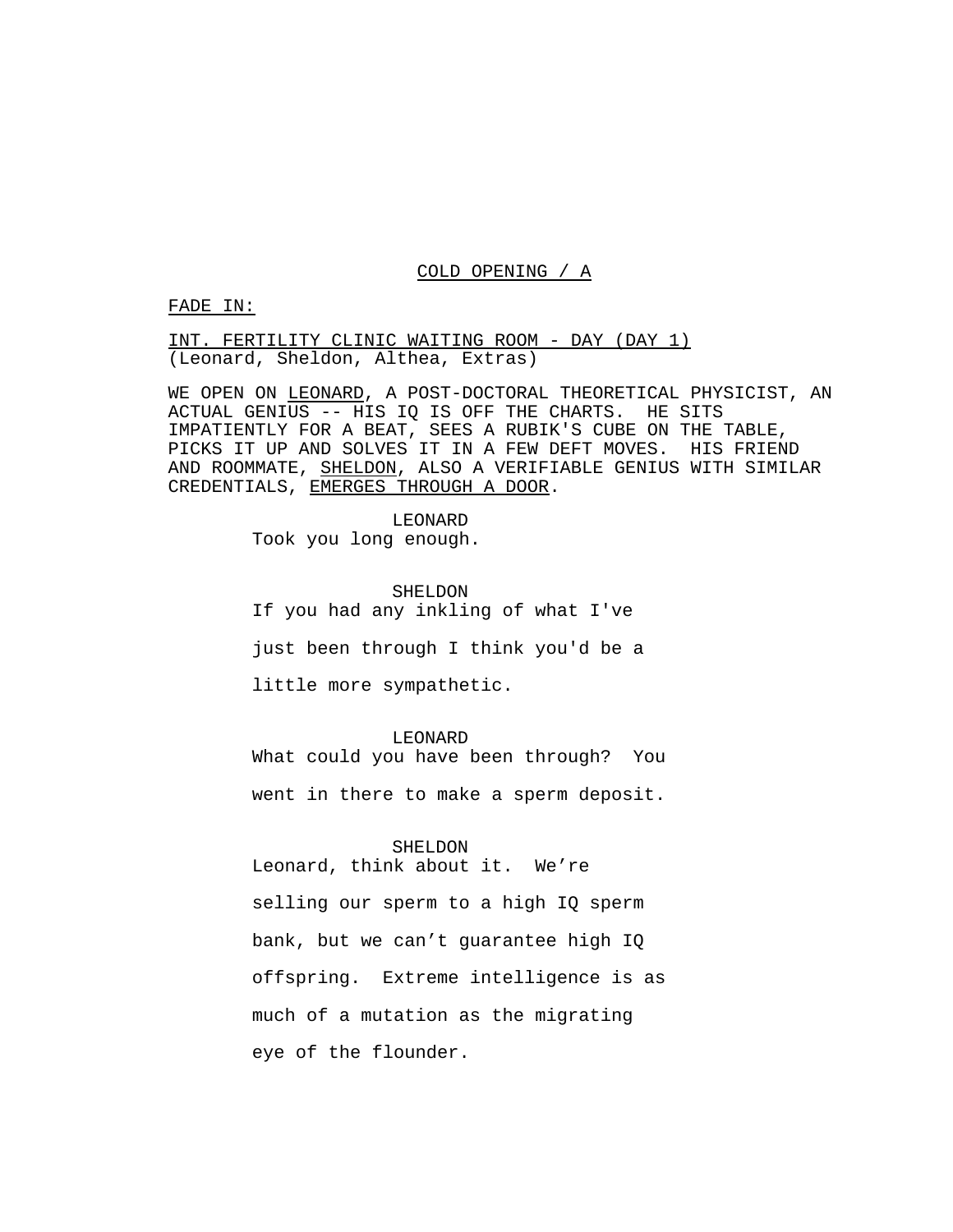COLD OPENING / A

FADE IN:

INT. FERTILITY CLINIC WAITING ROOM - DAY (DAY 1)
(Leonard, Sheldon, Althea, Extras)

WE OPEN ON LEONARD, A POST-DOCTORAL THEORETICAL PHYSICIST, AN ACTUAL GENIUS -- HIS IQ IS OFF THE CHARTS. HE SITS IMPATIENTLY FOR A BEAT, SEES A RUBIK'S CUBE ON THE TABLE, PICKS IT UP AND SOLVES IT IN A FEW DEFT MOVES. HIS FRIEND AND ROOMMATE, SHELDON, ALSO A VERIFIABLE GENIUS WITH SIMILAR CREDENTIALS, EMERGES THROUGH A DOOR.

LEONARD
Took you long enough.

SHELDON
If you had any inkling of what I've just been through I think you'd be a little more sympathetic.

LEONARD
What could you have been through? You went in there to make a sperm deposit.

SHELDON
Leonard, think about it. We're selling our sperm to a high IQ sperm bank, but we can't guarantee high IQ offspring. Extreme intelligence is as much of a mutation as the migrating eye of the flounder.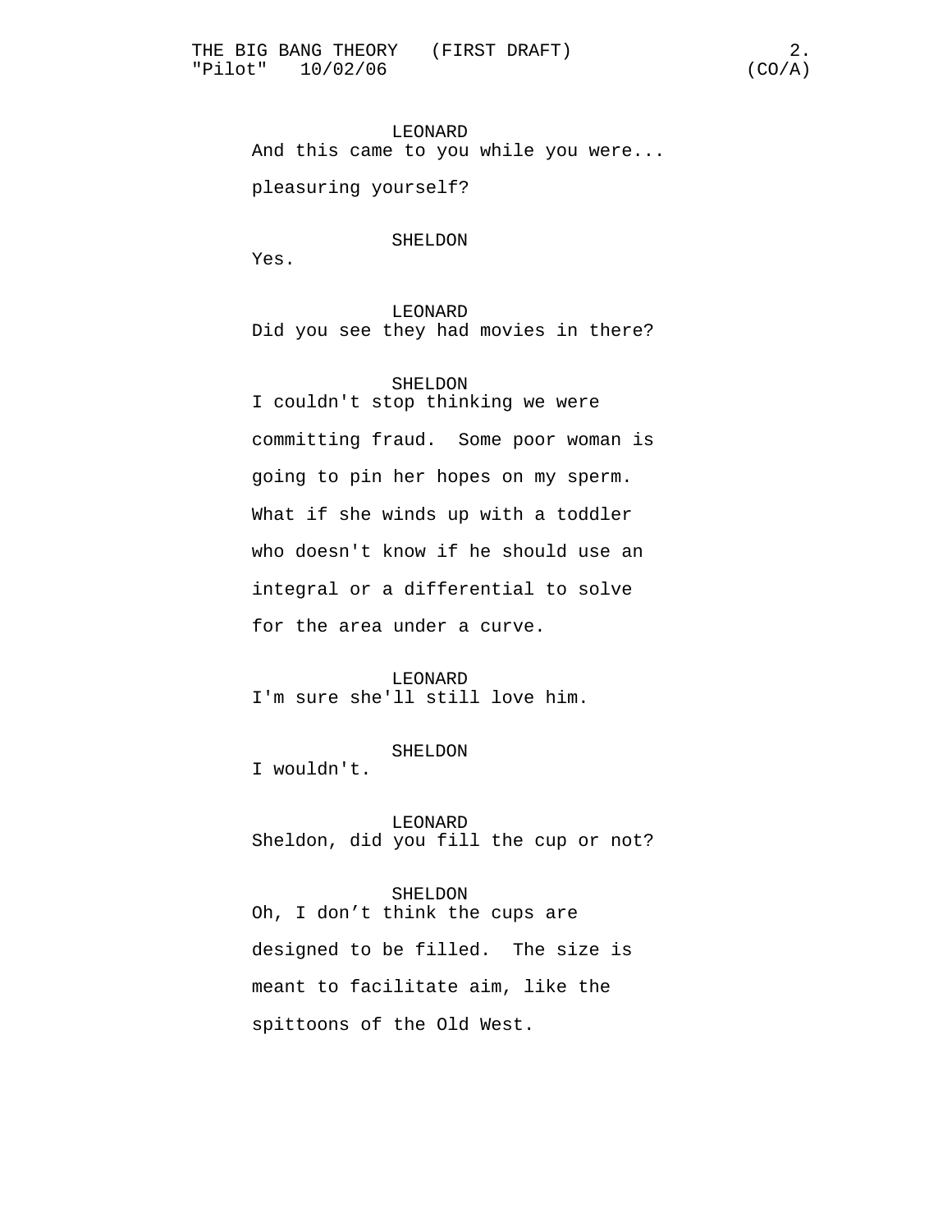LEONARD

And this came to you while you were... pleasuring yourself?

SHELDON

Yes.

LEONARD

Did you see they had movies in there?

SHELDON

I couldn't stop thinking we were committing fraud.  Some poor woman is going to pin her hopes on my sperm. What if she winds up with a toddler who doesn't know if he should use an integral or a differential to solve for the area under a curve.

LEONARD

I'm sure she'll still love him.

SHELDON

I wouldn't.

LEONARD

Sheldon, did you fill the cup or not?

SHELDON

Oh, I don’t think the cups are designed to be filled.  The size is meant to facilitate aim, like the spittoons of the Old West.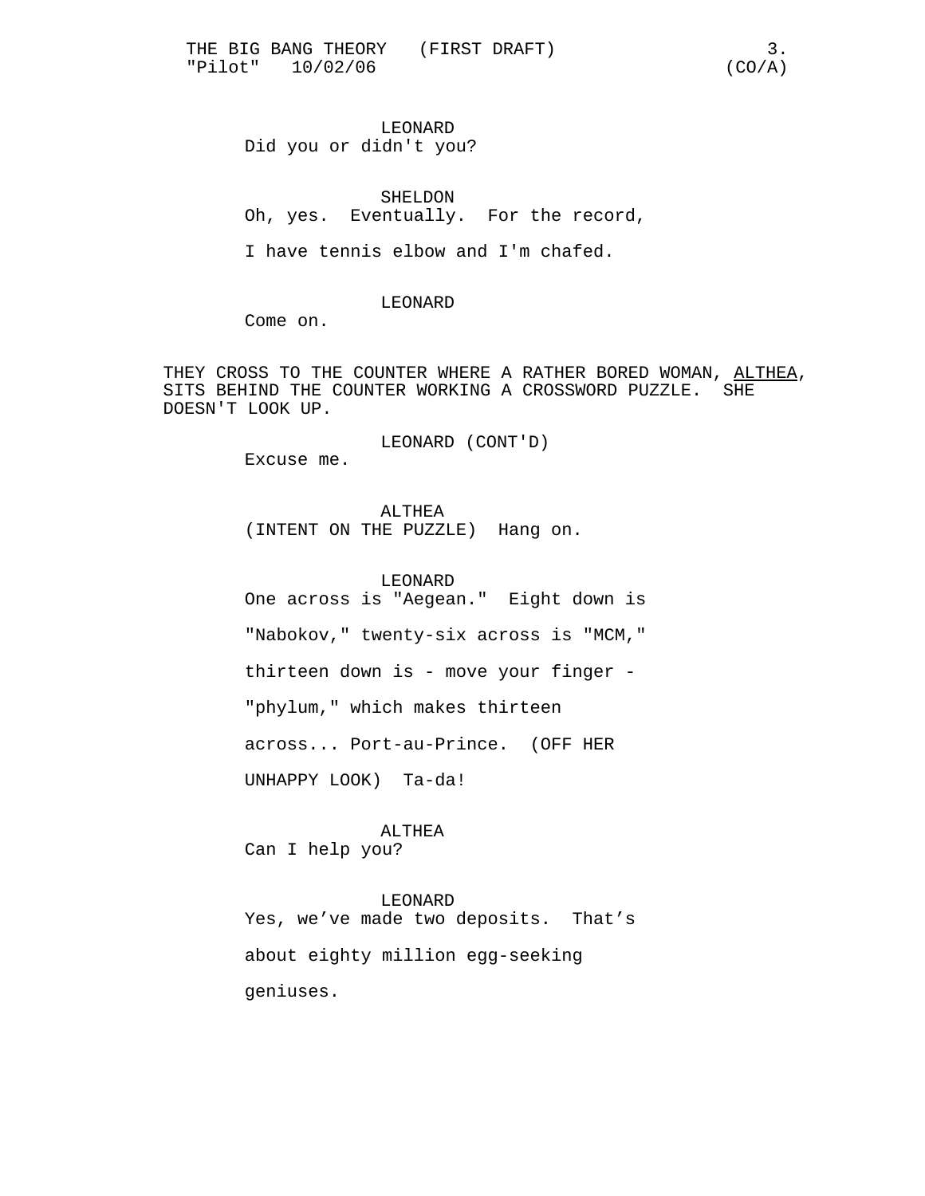LEONARD

Did you or didn't you?

SHELDON

Oh, yes. Eventually. For the record, I have tennis elbow and I'm chafed.

LEONARD

Come on.

THEY CROSS TO THE COUNTER WHERE A RATHER BORED WOMAN, <u>ALTHEA</u>, SITS BEHIND THE COUNTER WORKING A CROSSWORD PUZZLE. SHE DOESN'T LOOK UP.

LEONARD (CONT'D)

Excuse me.

ALTHEA

(INTENT ON THE PUZZLE) Hang on.

LEONARD

One across is "Aegean." Eight down is "Nabokov," twenty-six across is "MCM," thirteen down is - move your finger - "phylum," which makes thirteen across... Port-au-Prince. (OFF HER UNHAPPY LOOK) Ta-da!

ALTHEA

Can I help you?

LEONARD

Yes, we've made two deposits. That's about eighty million egg-seeking geniuses.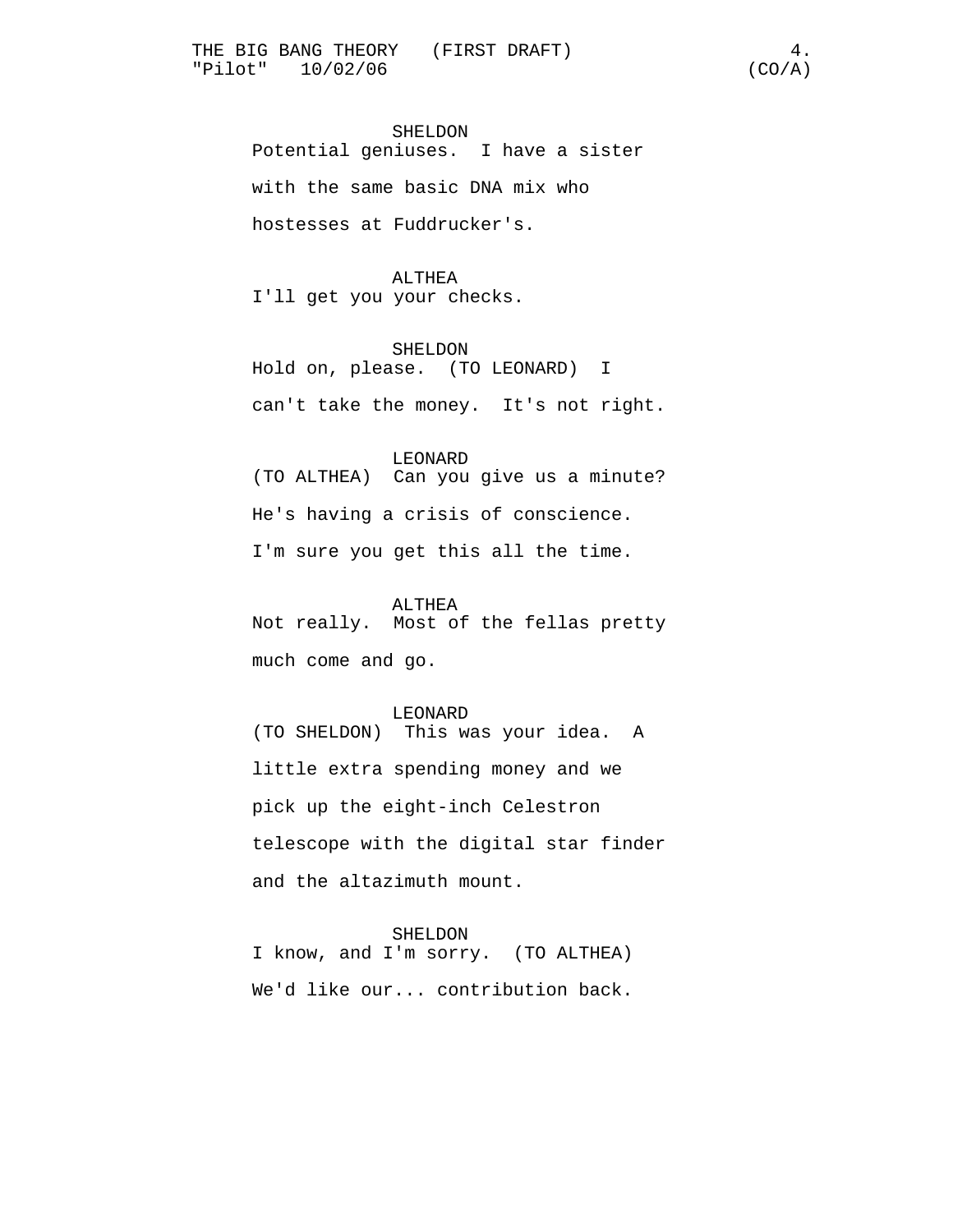SHELDON
Potential geniuses. I have a sister with the same basic DNA mix who hostesses at Fuddrucker's.

ALTHEA
I'll get you your checks.

SHELDON
Hold on, please. (TO LEONARD) I can't take the money. It's not right.

LEONARD
(TO ALTHEA) Can you give us a minute? He's having a crisis of conscience. I'm sure you get this all the time.

ALTHEA
Not really. Most of the fellas pretty much come and go.

LEONARD
(TO SHELDON) This was your idea. A little extra spending money and we pick up the eight-inch Celestron telescope with the digital star finder and the altazimuth mount.

SHELDON
I know, and I'm sorry. (TO ALTHEA) We'd like our... contribution back.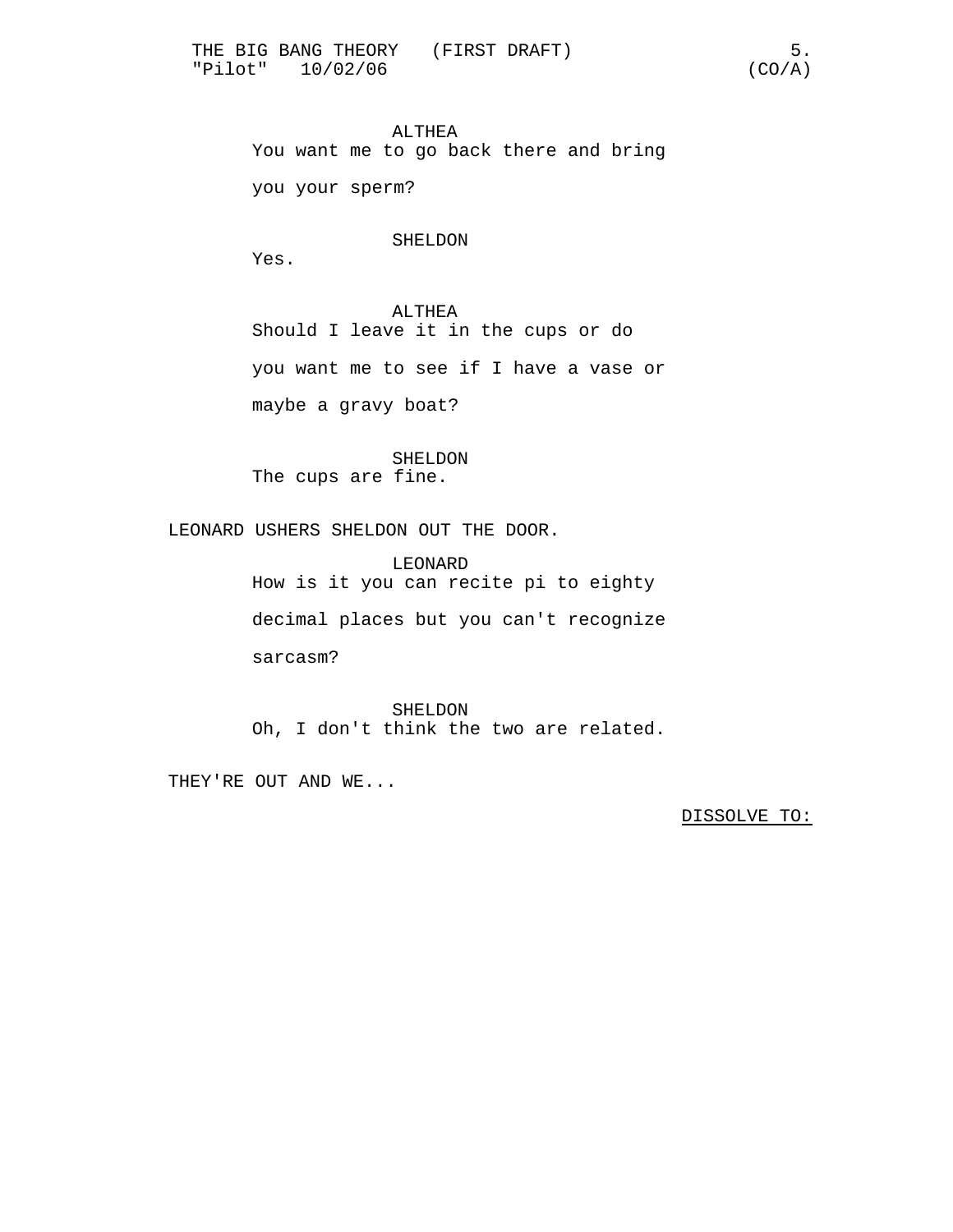ALTHEA
You want me to go back there and bring you your sperm?

SHELDON
Yes.

ALTHEA
Should I leave it in the cups or do you want me to see if I have a vase or maybe a gravy boat?

SHELDON
The cups are fine.

LEONARD USHERS SHELDON OUT THE DOOR.

LEONARD
How is it you can recite pi to eighty decimal places but you can't recognize sarcasm?

SHELDON
Oh, I don't think the two are related.

THEY'RE OUT AND WE...

DISSOLVE TO: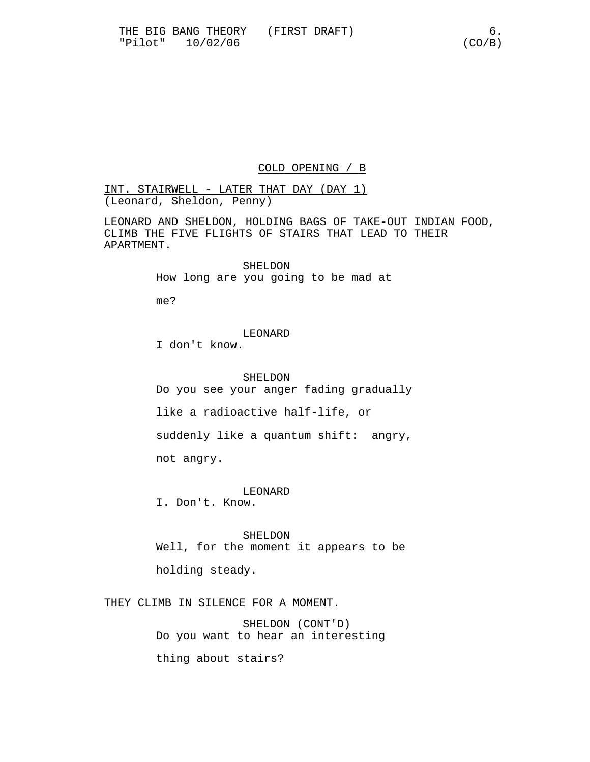COLD OPENING / B

INT. STAIRWELL - LATER THAT DAY (DAY 1)
(Leonard, Sheldon, Penny)

LEONARD AND SHELDON, HOLDING BAGS OF TAKE-OUT INDIAN FOOD, CLIMB THE FIVE FLIGHTS OF STAIRS THAT LEAD TO THEIR APARTMENT.

SHELDON
How long are you going to be mad at me?

LEONARD
I don't know.

SHELDON
Do you see your anger fading gradually like a radioactive half-life, or suddenly like a quantum shift: angry, not angry.

LEONARD
I. Don't. Know.

SHELDON
Well, for the moment it appears to be holding steady.

THEY CLIMB IN SILENCE FOR A MOMENT.

SHELDON (CONT'D)
Do you want to hear an interesting thing about stairs?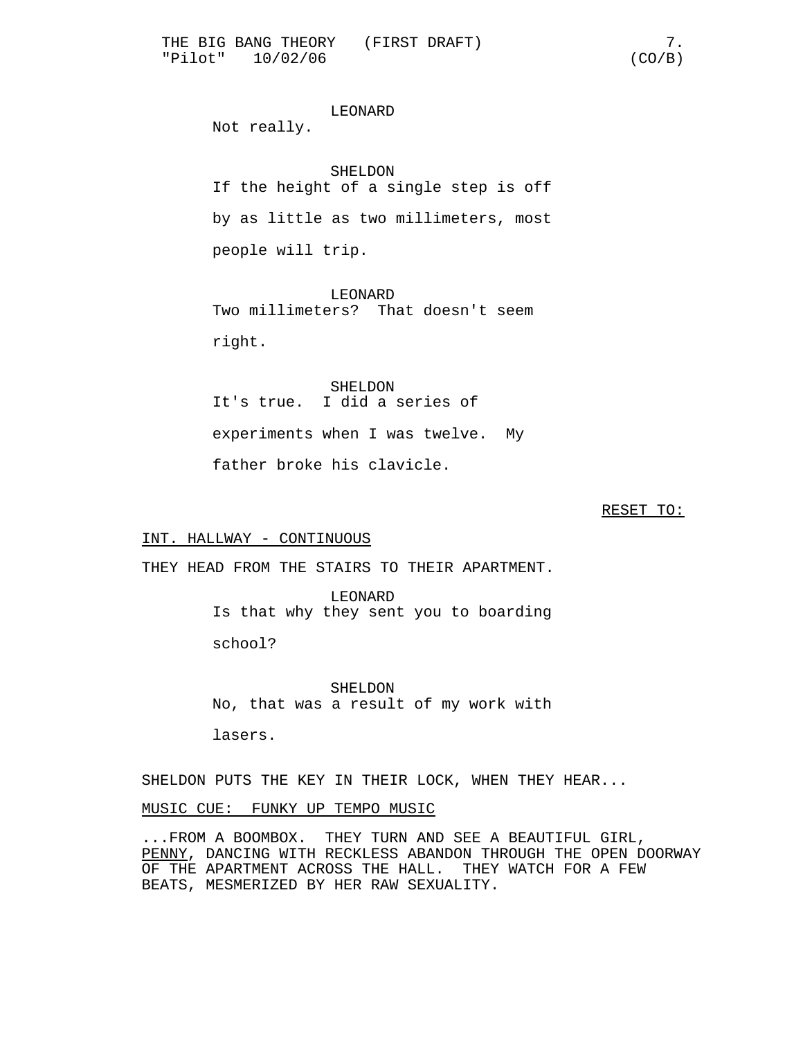LEONARD
Not really.

SHELDON
If the height of a single step is off by as little as two millimeters, most people will trip.

LEONARD
Two millimeters? That doesn't seem right.

SHELDON
It's true. I did a series of experiments when I was twelve. My father broke his clavicle.

RESET TO:

INT. HALLWAY - CONTINUOUS

THEY HEAD FROM THE STAIRS TO THEIR APARTMENT.

LEONARD
Is that why they sent you to boarding school?

SHELDON
No, that was a result of my work with lasers.

SHELDON PUTS THE KEY IN THEIR LOCK, WHEN THEY HEAR...

MUSIC CUE: FUNKY UP TEMPO MUSIC

...FROM A BOOMBOX. THEY TURN AND SEE A BEAUTIFUL GIRL, PENNY, DANCING WITH RECKLESS ABANDON THROUGH THE OPEN DOORWAY OF THE APARTMENT ACROSS THE HALL. THEY WATCH FOR A FEW BEATS, MESMERIZED BY HER RAW SEXUALITY.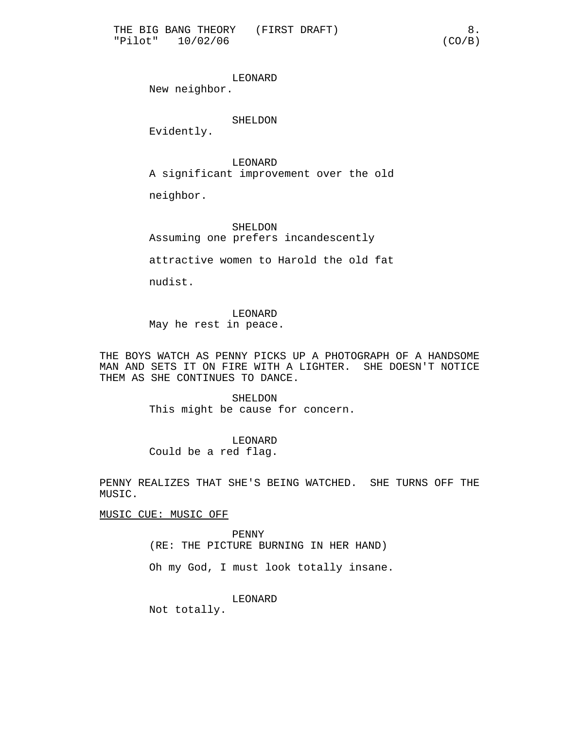LEONARD

New neighbor.

SHELDON

Evidently.

LEONARD

A significant improvement over the old neighbor.

SHELDON

Assuming one prefers incandescently attractive women to Harold the old fat nudist.

LEONARD

May he rest in peace.

THE BOYS WATCH AS PENNY PICKS UP A PHOTOGRAPH OF A HANDSOME MAN AND SETS IT ON FIRE WITH A LIGHTER. SHE DOESN'T NOTICE THEM AS SHE CONTINUES TO DANCE.

SHELDON

This might be cause for concern.

LEONARD

Could be a red flag.

PENNY REALIZES THAT SHE'S BEING WATCHED. SHE TURNS OFF THE MUSIC.

MUSIC CUE: MUSIC OFF

PENNY

(RE: THE PICTURE BURNING IN HER HAND)

Oh my God, I must look totally insane.

LEONARD

Not totally.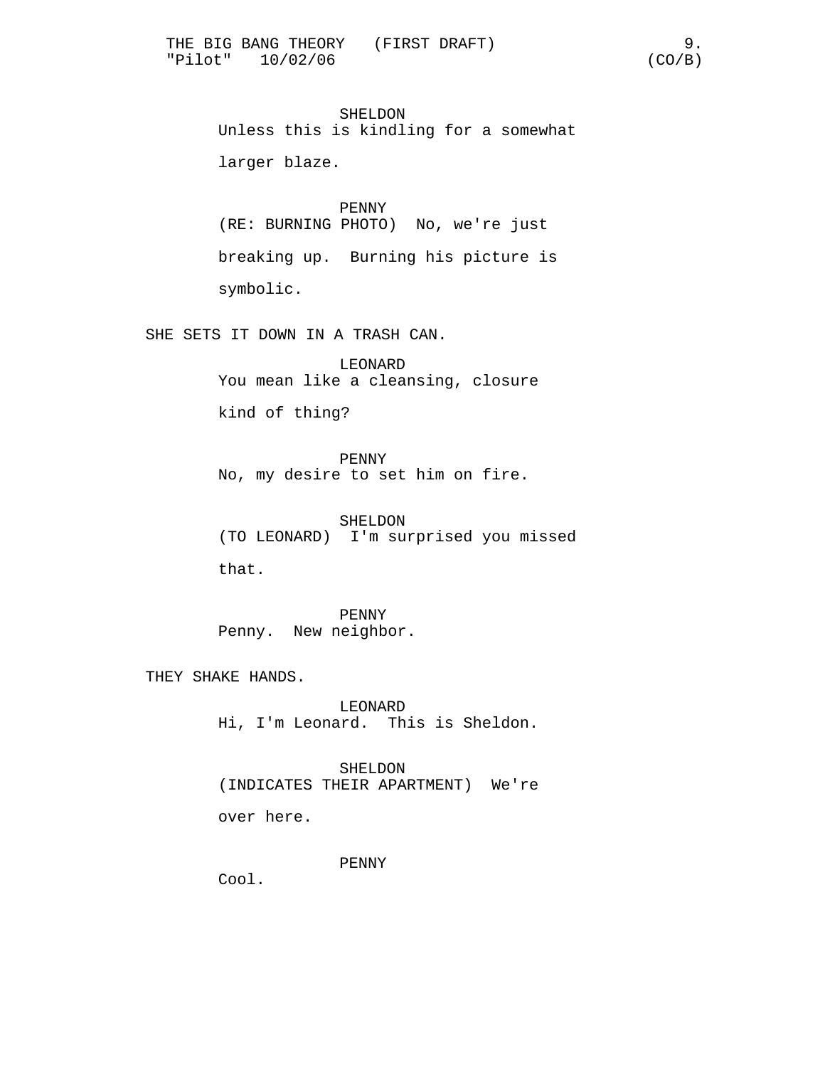SHELDON
Unless this is kindling for a somewhat larger blaze.

PENNY
(RE: BURNING PHOTO) No, we're just breaking up. Burning his picture is symbolic.

SHE SETS IT DOWN IN A TRASH CAN.

LEONARD
You mean like a cleansing, closure kind of thing?

PENNY
No, my desire to set him on fire.

SHELDON
(TO LEONARD) I'm surprised you missed that.

PENNY
Penny. New neighbor.

THEY SHAKE HANDS.

LEONARD
Hi, I'm Leonard. This is Sheldon.

SHELDON
(INDICATES THEIR APARTMENT) We're over here.

PENNY
Cool.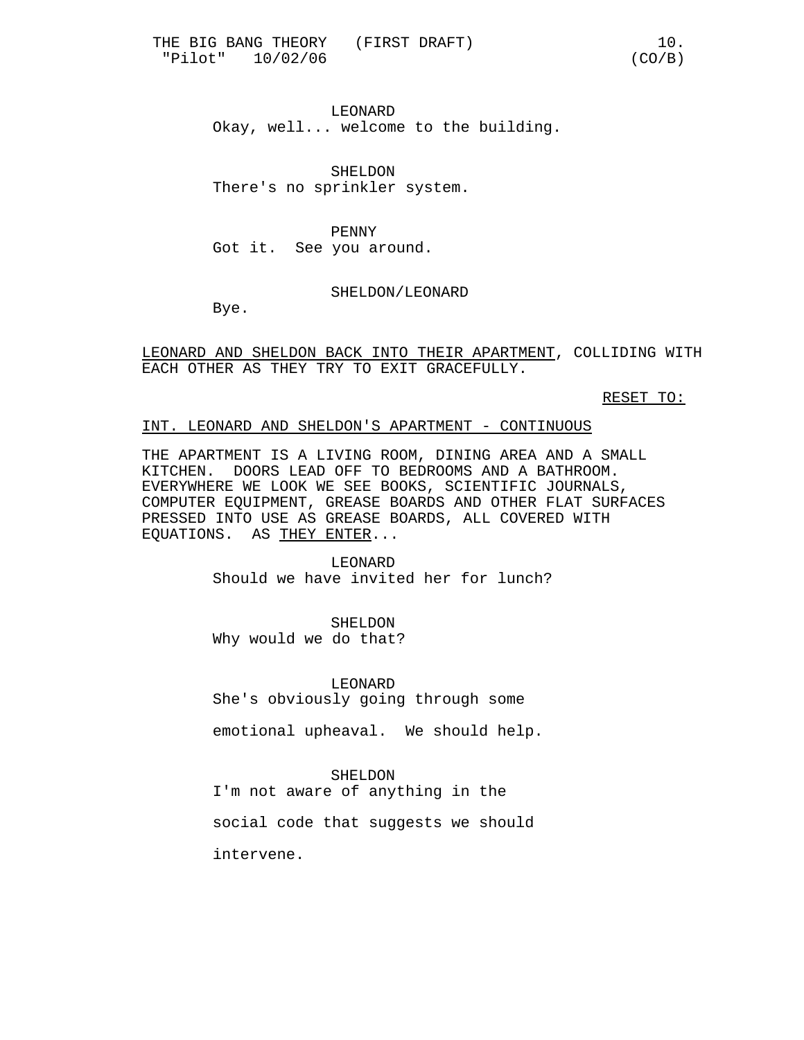LEONARD
Okay, well... welcome to the building.

SHELDON
There's no sprinkler system.

PENNY
Got it.  See you around.

SHELDON/LEONARD
Bye.

LEONARD AND SHELDON BACK INTO THEIR APARTMENT, COLLIDING WITH EACH OTHER AS THEY TRY TO EXIT GRACEFULLY.

RESET TO:

INT. LEONARD AND SHELDON'S APARTMENT - CONTINUOUS

THE APARTMENT IS A LIVING ROOM, DINING AREA AND A SMALL KITCHEN.  DOORS LEAD OFF TO BEDROOMS AND A BATHROOM. EVERYWHERE WE LOOK WE SEE BOOKS, SCIENTIFIC JOURNALS, COMPUTER EQUIPMENT, GREASE BOARDS AND OTHER FLAT SURFACES PRESSED INTO USE AS GREASE BOARDS, ALL COVERED WITH EQUATIONS.  AS THEY ENTER...

LEONARD
Should we have invited her for lunch?

SHELDON
Why would we do that?

LEONARD
She's obviously going through some emotional upheaval.  We should help.

SHELDON
I'm not aware of anything in the social code that suggests we should intervene.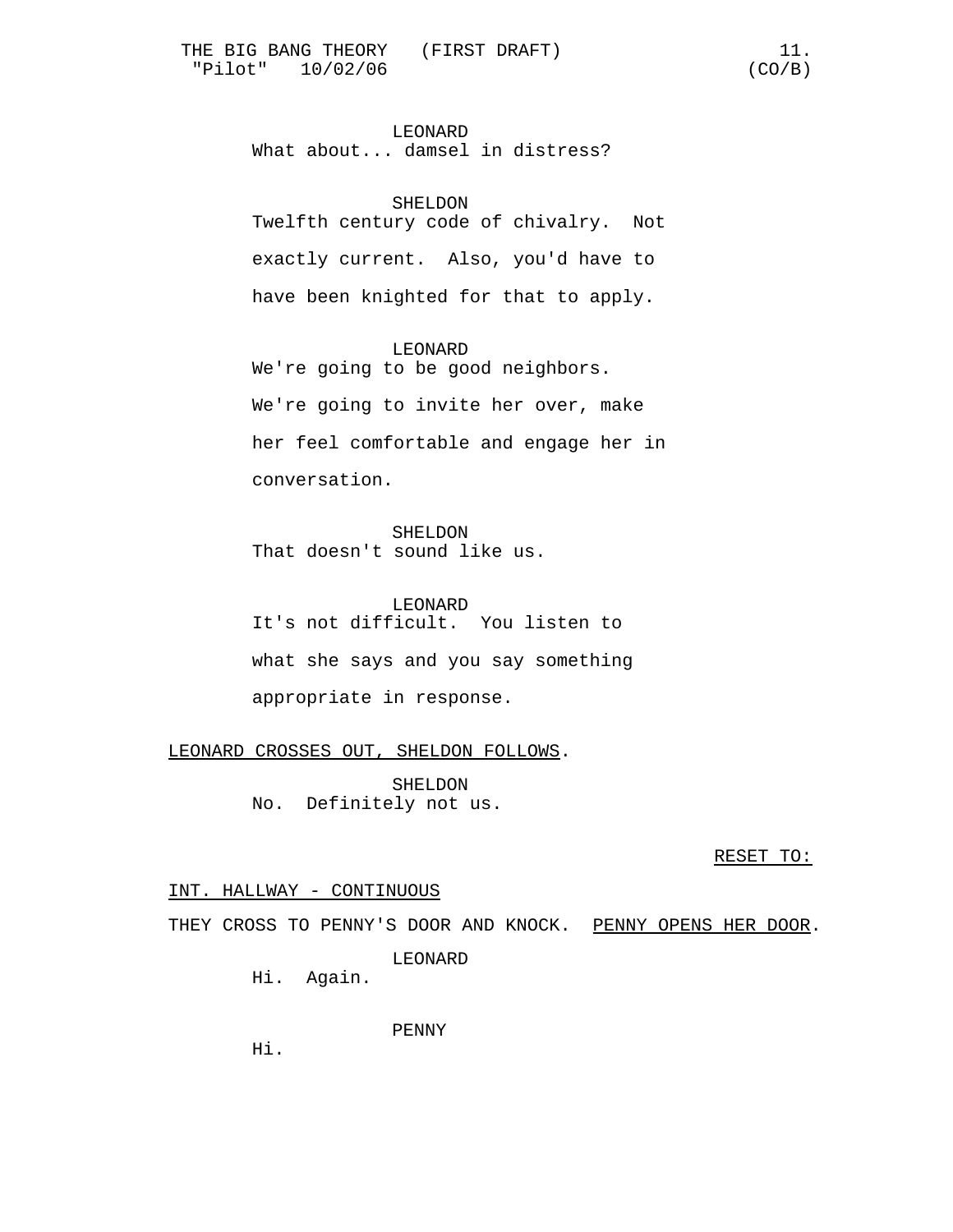LEONARD
What about... damsel in distress?

SHELDON
Twelfth century code of chivalry. Not exactly current. Also, you'd have to have been knighted for that to apply.

LEONARD
We're going to be good neighbors. We're going to invite her over, make her feel comfortable and engage her in conversation.

SHELDON
That doesn't sound like us.

LEONARD
It's not difficult. You listen to what she says and you say something appropriate in response.

<u>LEONARD CROSSES OUT, SHELDON FOLLOWS</u>.

SHELDON
No. Definitely not us.

<u>RESET TO:</u>

<u>INT. HALLWAY - CONTINUOUS</u>

THEY CROSS TO PENNY'S DOOR AND KNOCK. <u>PENNY OPENS HER DOOR</u>.

LEONARD
Hi. Again.

PENNY
Hi.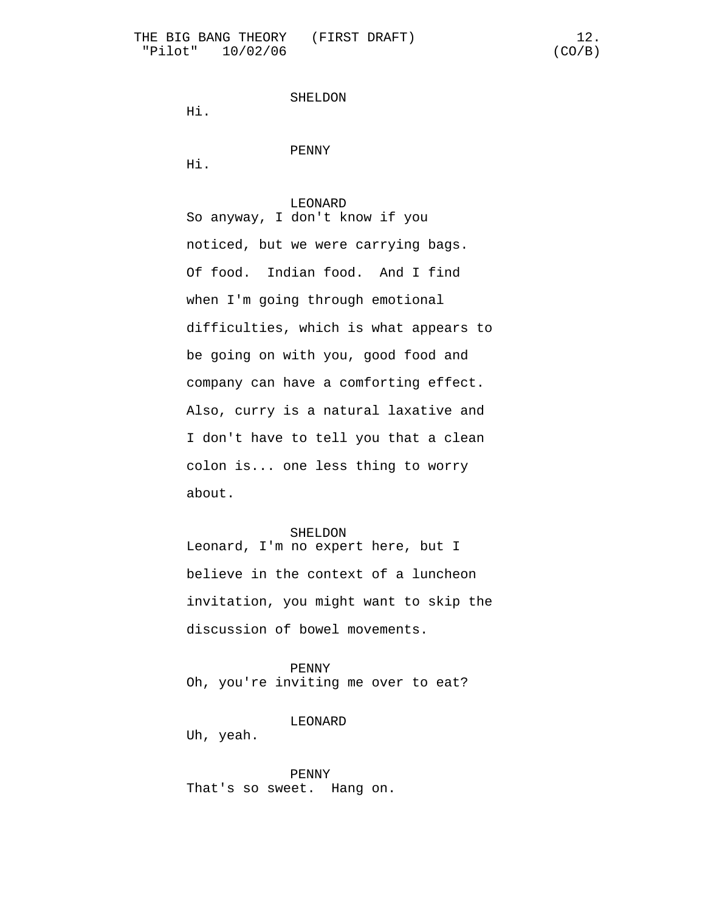SHELDON

Hi.

PENNY

Hi.

LEONARD

So anyway, I don't know if you noticed, but we were carrying bags. Of food. Indian food. And I find when I'm going through emotional difficulties, which is what appears to be going on with you, good food and company can have a comforting effect. Also, curry is a natural laxative and I don't have to tell you that a clean colon is... one less thing to worry about.

SHELDON

Leonard, I'm no expert here, but I believe in the context of a luncheon invitation, you might want to skip the discussion of bowel movements.

PENNY

Oh, you're inviting me over to eat?

LEONARD

Uh, yeah.

PENNY

That's so sweet. Hang on.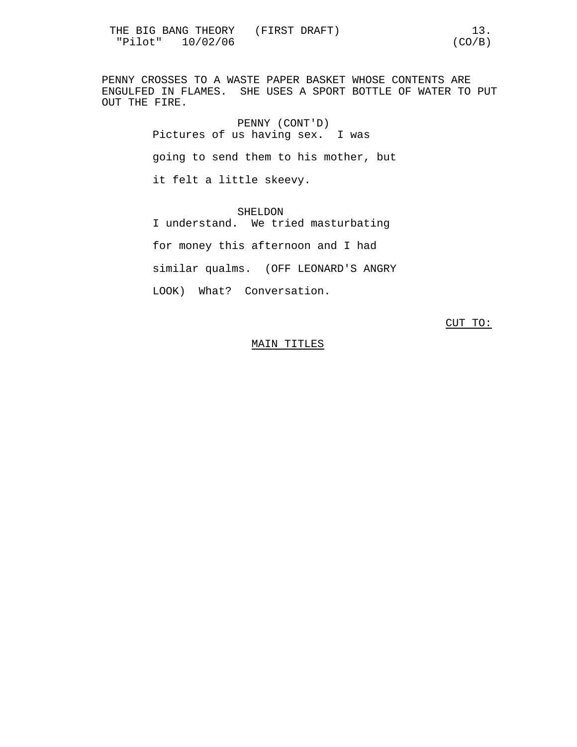PENNY CROSSES TO A WASTE PAPER BASKET WHOSE CONTENTS ARE ENGULFED IN FLAMES. SHE USES A SPORT BOTTLE OF WATER TO PUT OUT THE FIRE.

PENNY (CONT'D)
Pictures of us having sex. I was going to send them to his mother, but it felt a little skeevy.

SHELDON
I understand. We tried masturbating for money this afternoon and I had similar qualms. (OFF LEONARD'S ANGRY LOOK) What? Conversation.

CUT TO:

MAIN TITLES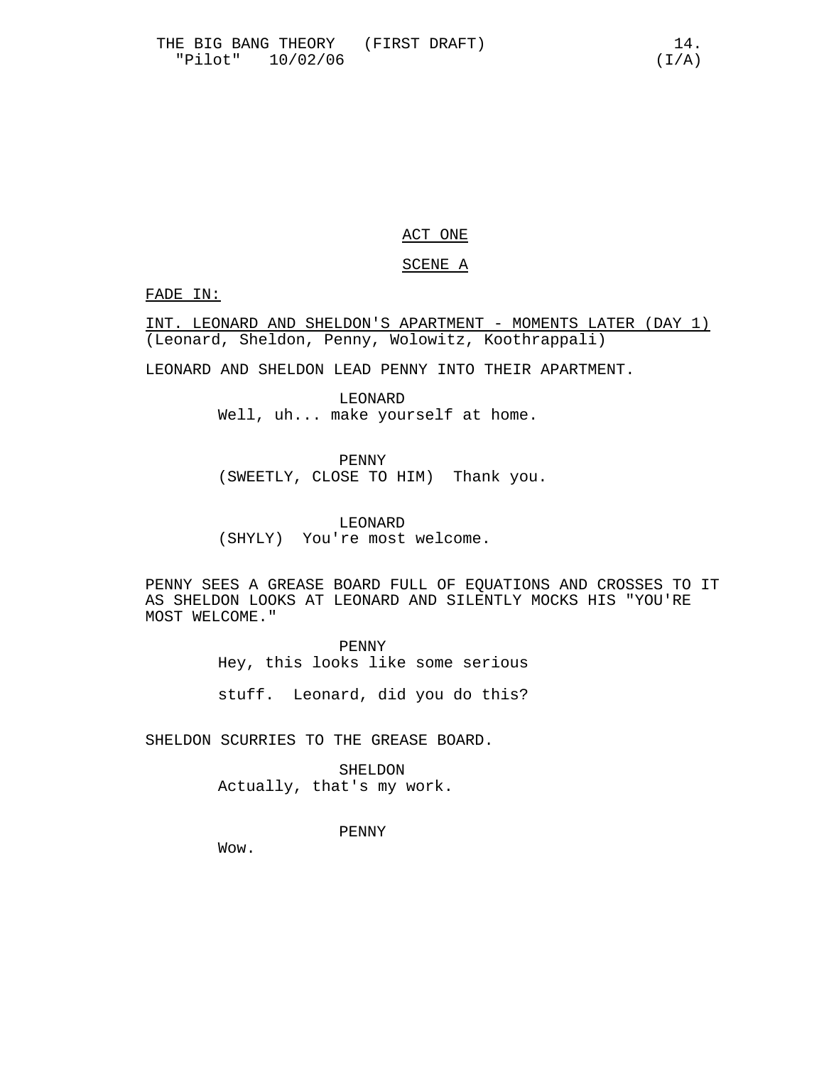ACT ONE

SCENE A

FADE IN:

INT. LEONARD AND SHELDON'S APARTMENT - MOMENTS LATER (DAY 1)
(Leonard, Sheldon, Penny, Wolowitz, Koothrappali)

LEONARD AND SHELDON LEAD PENNY INTO THEIR APARTMENT.

LEONARD
Well, uh... make yourself at home.

PENNY
(SWEETLY, CLOSE TO HIM) Thank you.

LEONARD
(SHYLY) You're most welcome.

PENNY SEES A GREASE BOARD FULL OF EQUATIONS AND CROSSES TO IT AS SHELDON LOOKS AT LEONARD AND SILENTLY MOCKS HIS "YOU'RE MOST WELCOME."

PENNY
Hey, this looks like some serious stuff. Leonard, did you do this?

SHELDON SCURRIES TO THE GREASE BOARD.

SHELDON
Actually, that's my work.

PENNY
Wow.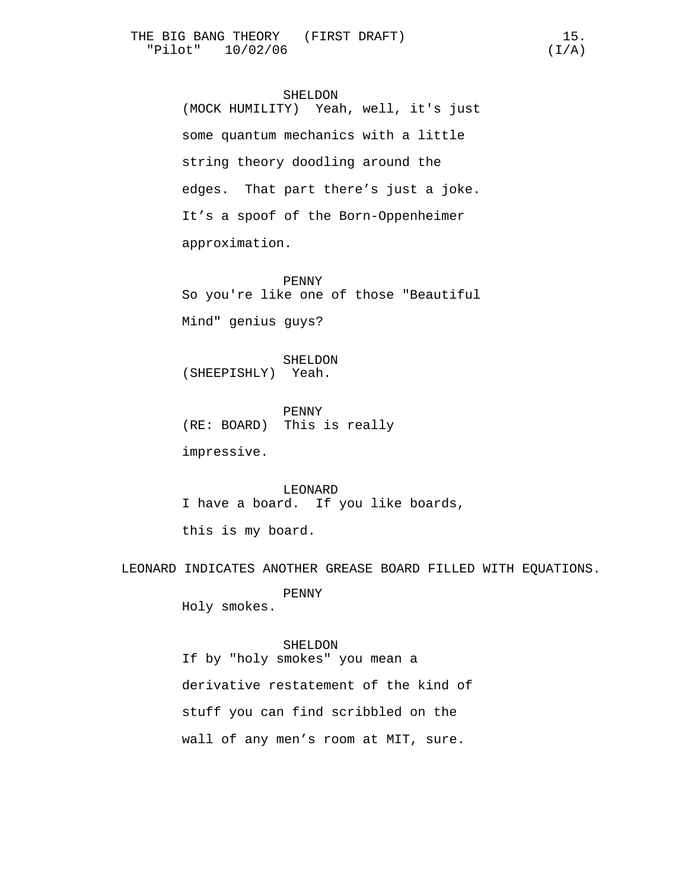SHELDON
(MOCK HUMILITY) Yeah, well, it's just some quantum mechanics with a little string theory doodling around the edges. That part there's just a joke. It's a spoof of the Born-Oppenheimer approximation.

PENNY
So you're like one of those "Beautiful Mind" genius guys?

SHELDON
(SHEEPISHLY) Yeah.

PENNY
(RE: BOARD) This is really impressive.

LEONARD
I have a board. If you like boards, this is my board.

LEONARD INDICATES ANOTHER GREASE BOARD FILLED WITH EQUATIONS.

PENNY
Holy smokes.

SHELDON
If by "holy smokes" you mean a derivative restatement of the kind of stuff you can find scribbled on the wall of any men's room at MIT, sure.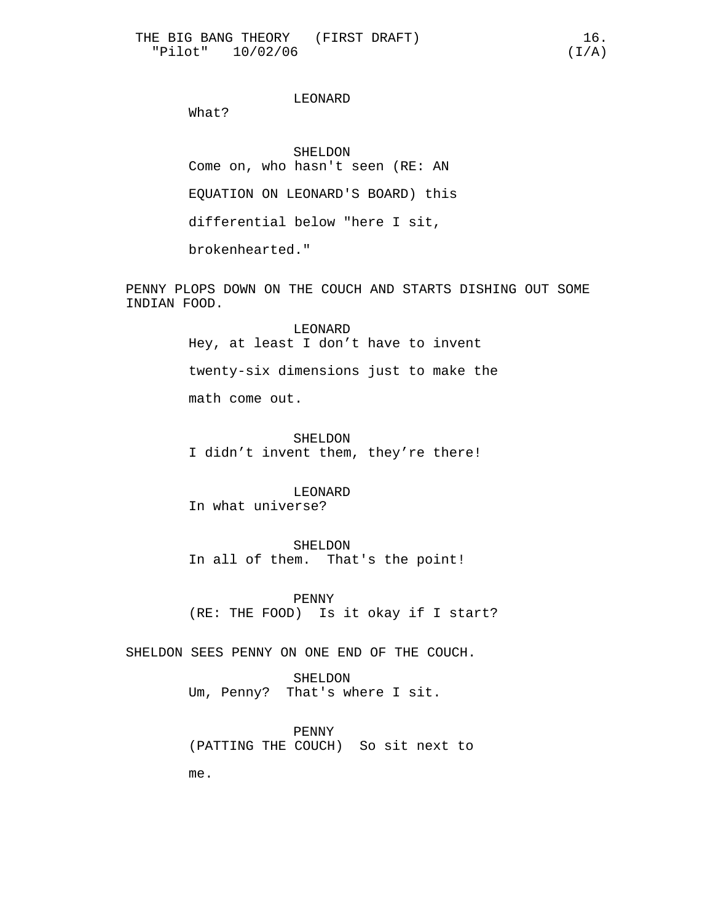LEONARD

What?

SHELDON

Come on, who hasn't seen (RE: AN EQUATION ON LEONARD'S BOARD) this differential below "here I sit, brokenhearted."

PENNY PLOPS DOWN ON THE COUCH AND STARTS DISHING OUT SOME INDIAN FOOD.

LEONARD

Hey, at least I don't have to invent twenty-six dimensions just to make the math come out.

SHELDON

I didn't invent them, they're there!

LEONARD

In what universe?

SHELDON

In all of them. That's the point!

PENNY

(RE: THE FOOD) Is it okay if I start?

SHELDON SEES PENNY ON ONE END OF THE COUCH.

SHELDON

Um, Penny? That's where I sit.

PENNY

(PATTING THE COUCH) So sit next to me.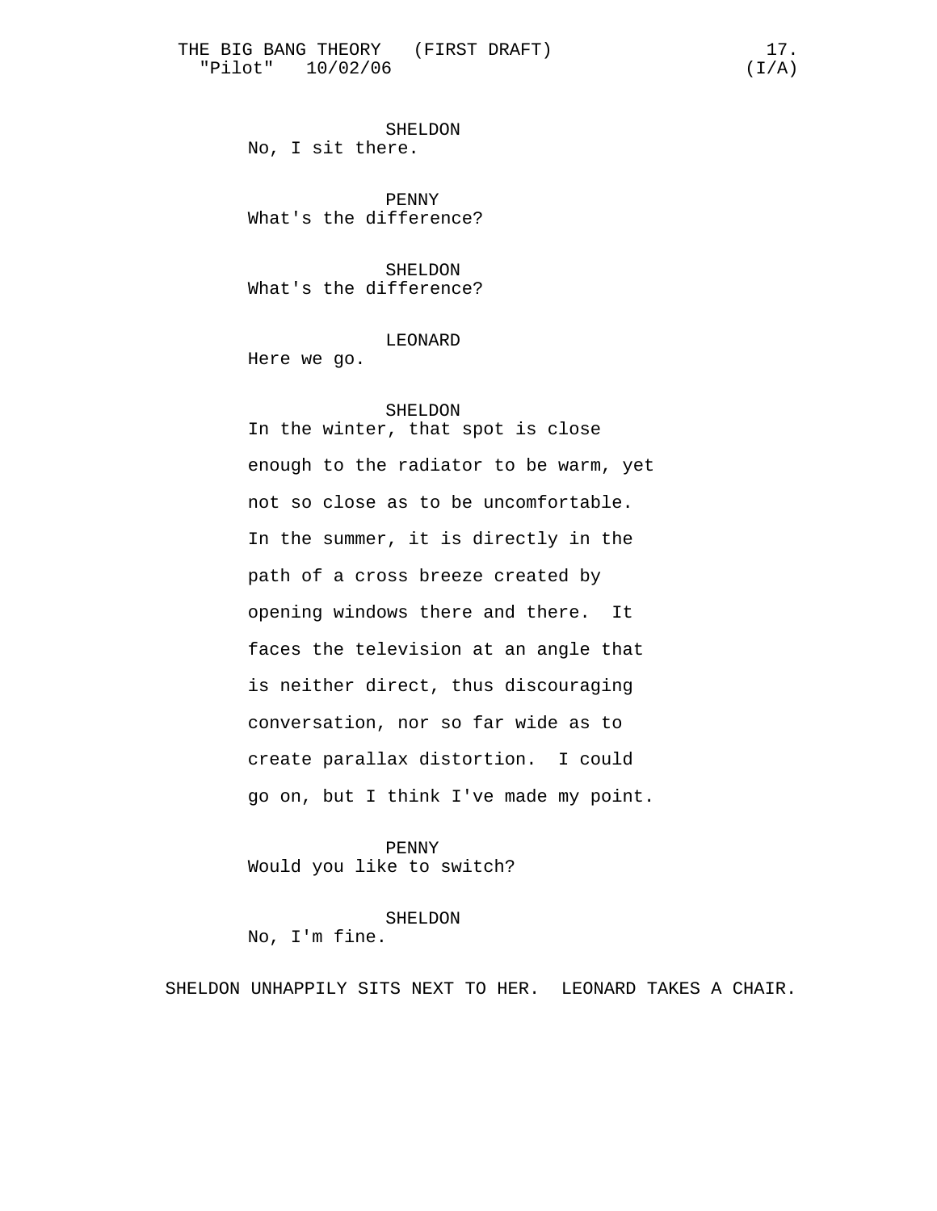SHELDON

No, I sit there.

PENNY

What's the difference?

SHELDON

What's the difference?

LEONARD

Here we go.

SHELDON

In the winter, that spot is close enough to the radiator to be warm, yet not so close as to be uncomfortable. In the summer, it is directly in the path of a cross breeze created by opening windows there and there. It faces the television at an angle that is neither direct, thus discouraging conversation, nor so far wide as to create parallax distortion. I could go on, but I think I've made my point.

PENNY

Would you like to switch?

SHELDON

No, I'm fine.

SHELDON UNHAPPILY SITS NEXT TO HER. LEONARD TAKES A CHAIR.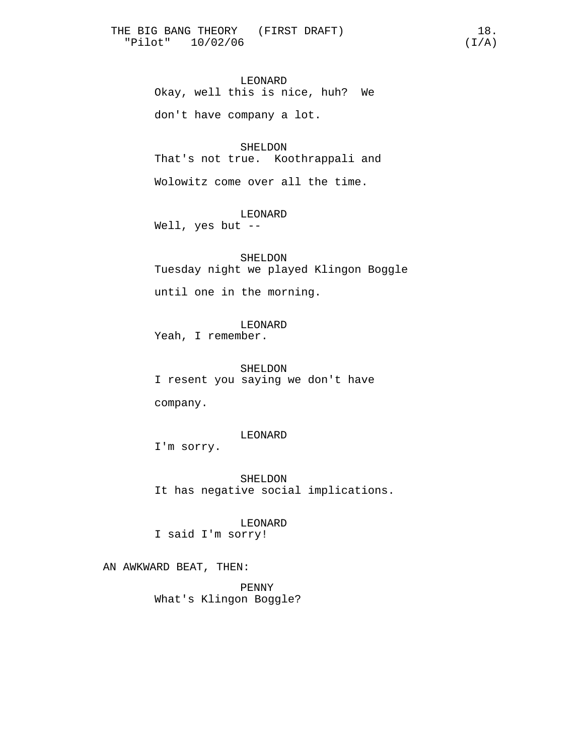LEONARD
Okay, well this is nice, huh? We don't have company a lot.

SHELDON
That's not true. Koothrappali and Wolowitz come over all the time.

LEONARD
Well, yes but --

SHELDON
Tuesday night we played Klingon Boggle until one in the morning.

LEONARD
Yeah, I remember.

SHELDON
I resent you saying we don't have company.

LEONARD
I'm sorry.

SHELDON
It has negative social implications.

LEONARD
I said I'm sorry!

AN AWKWARD BEAT, THEN:

PENNY
What's Klingon Boggle?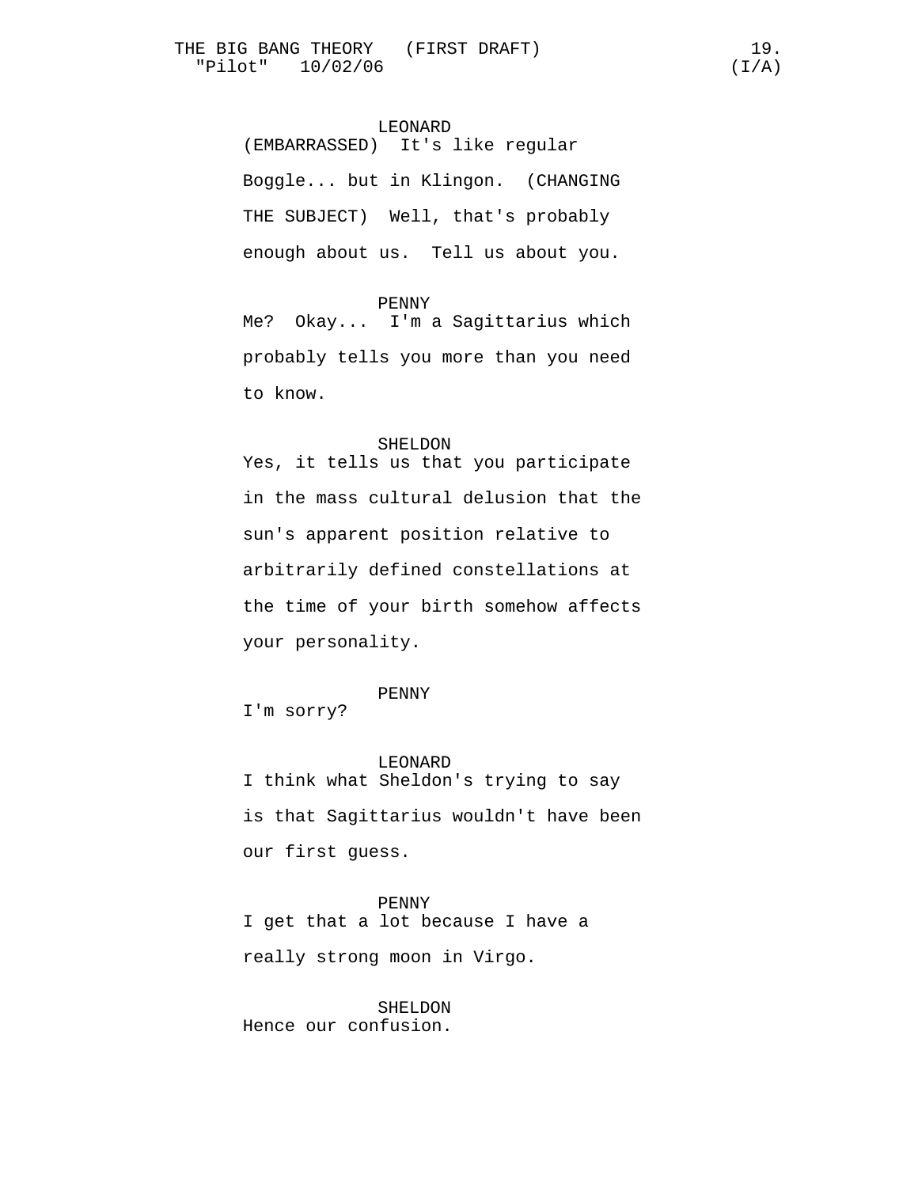LEONARD
(EMBARRASSED) It's like regular Boggle... but in Klingon. (CHANGING THE SUBJECT) Well, that's probably enough about us. Tell us about you.

PENNY
Me? Okay... I'm a Sagittarius which probably tells you more than you need to know.

SHELDON
Yes, it tells us that you participate in the mass cultural delusion that the sun's apparent position relative to arbitrarily defined constellations at the time of your birth somehow affects your personality.

PENNY
I'm sorry?

LEONARD
I think what Sheldon's trying to say is that Sagittarius wouldn't have been our first guess.

PENNY
I get that a lot because I have a really strong moon in Virgo.

SHELDON
Hence our confusion.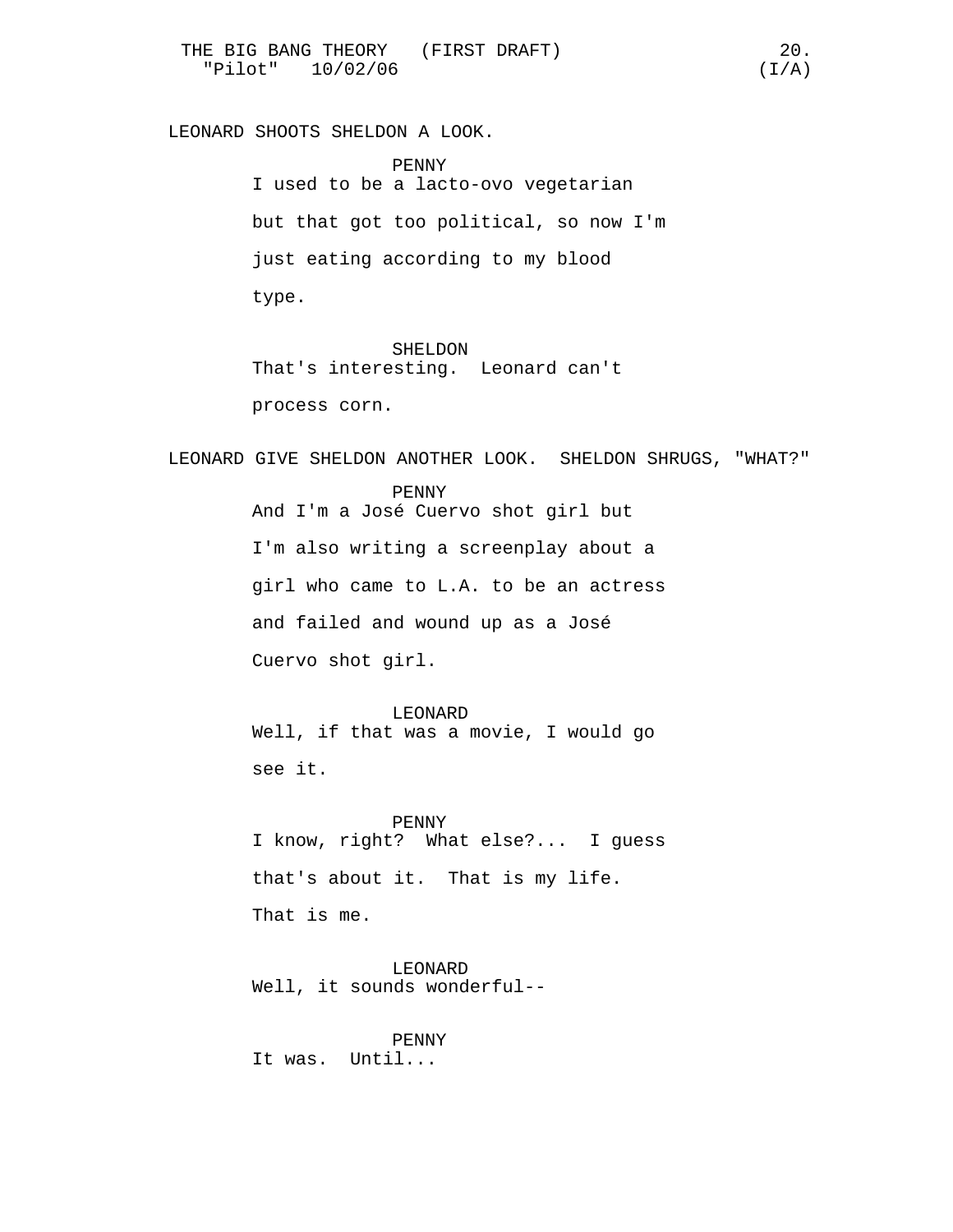LEONARD SHOOTS SHELDON A LOOK.

PENNY
I used to be a lacto-ovo vegetarian but that got too political, so now I'm just eating according to my blood type.

SHELDON
That's interesting. Leonard can't process corn.

LEONARD GIVE SHELDON ANOTHER LOOK. SHELDON SHRUGS, "WHAT?"

PENNY
And I'm a José Cuervo shot girl but I'm also writing a screenplay about a girl who came to L.A. to be an actress and failed and wound up as a José Cuervo shot girl.

LEONARD
Well, if that was a movie, I would go see it.

PENNY
I know, right? What else?... I guess that's about it. That is my life. That is me.

LEONARD
Well, it sounds wonderful--

PENNY
It was. Until...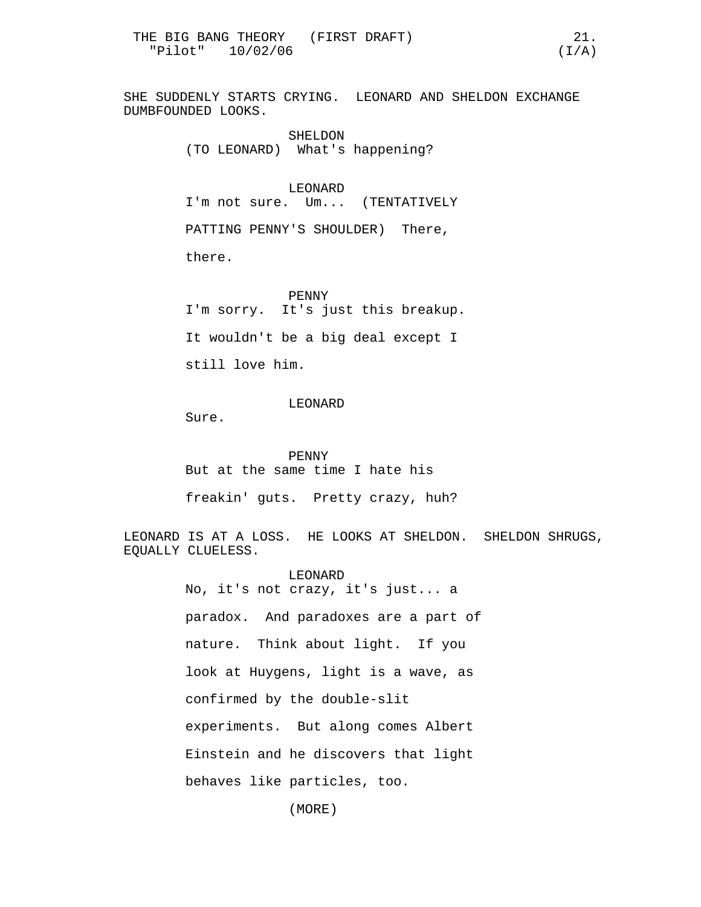SHE SUDDENLY STARTS CRYING. LEONARD AND SHELDON EXCHANGE DUMBFOUNDED LOOKS.

SHELDON
(TO LEONARD) What's happening?

LEONARD
I'm not sure. Um... (TENTATIVELY PATTING PENNY'S SHOULDER) There, there.

PENNY
I'm sorry. It's just this breakup. It wouldn't be a big deal except I still love him.

LEONARD
Sure.

PENNY
But at the same time I hate his freakin' guts. Pretty crazy, huh?

LEONARD IS AT A LOSS. HE LOOKS AT SHELDON. SHELDON SHRUGS, EQUALLY CLUELESS.

LEONARD
No, it's not crazy, it's just... a paradox. And paradoxes are a part of nature. Think about light. If you look at Huygens, light is a wave, as confirmed by the double-slit experiments. But along comes Albert Einstein and he discovers that light behaves like particles, too.

(MORE)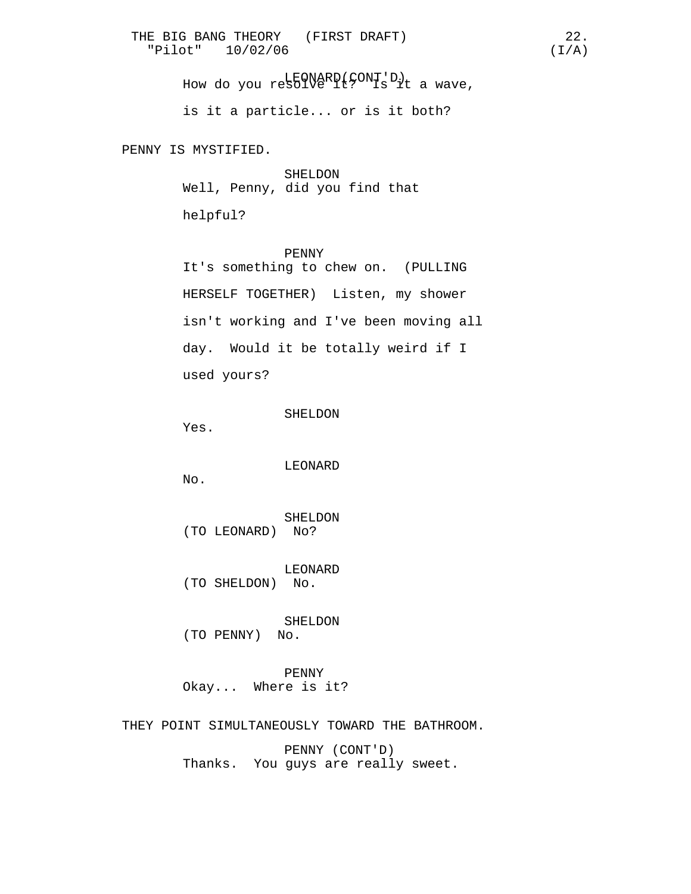LEONARD(CONT'D)

How do you resolve it? Is it a wave, is it a particle... or is it both?

PENNY IS MYSTIFIED.

SHELDON

Well, Penny, did you find that helpful?

PENNY

It's something to chew on. (PULLING HERSELF TOGETHER) Listen, my shower isn't working and I've been moving all day. Would it be totally weird if I used yours?

SHELDON

Yes.

LEONARD

No.

SHELDON

(TO LEONARD) No?

LEONARD

(TO SHELDON) No.

SHELDON

(TO PENNY) No.

PENNY

Okay... Where is it?

THEY POINT SIMULTANEOUSLY TOWARD THE BATHROOM.

PENNY (CONT'D)

Thanks. You guys are really sweet.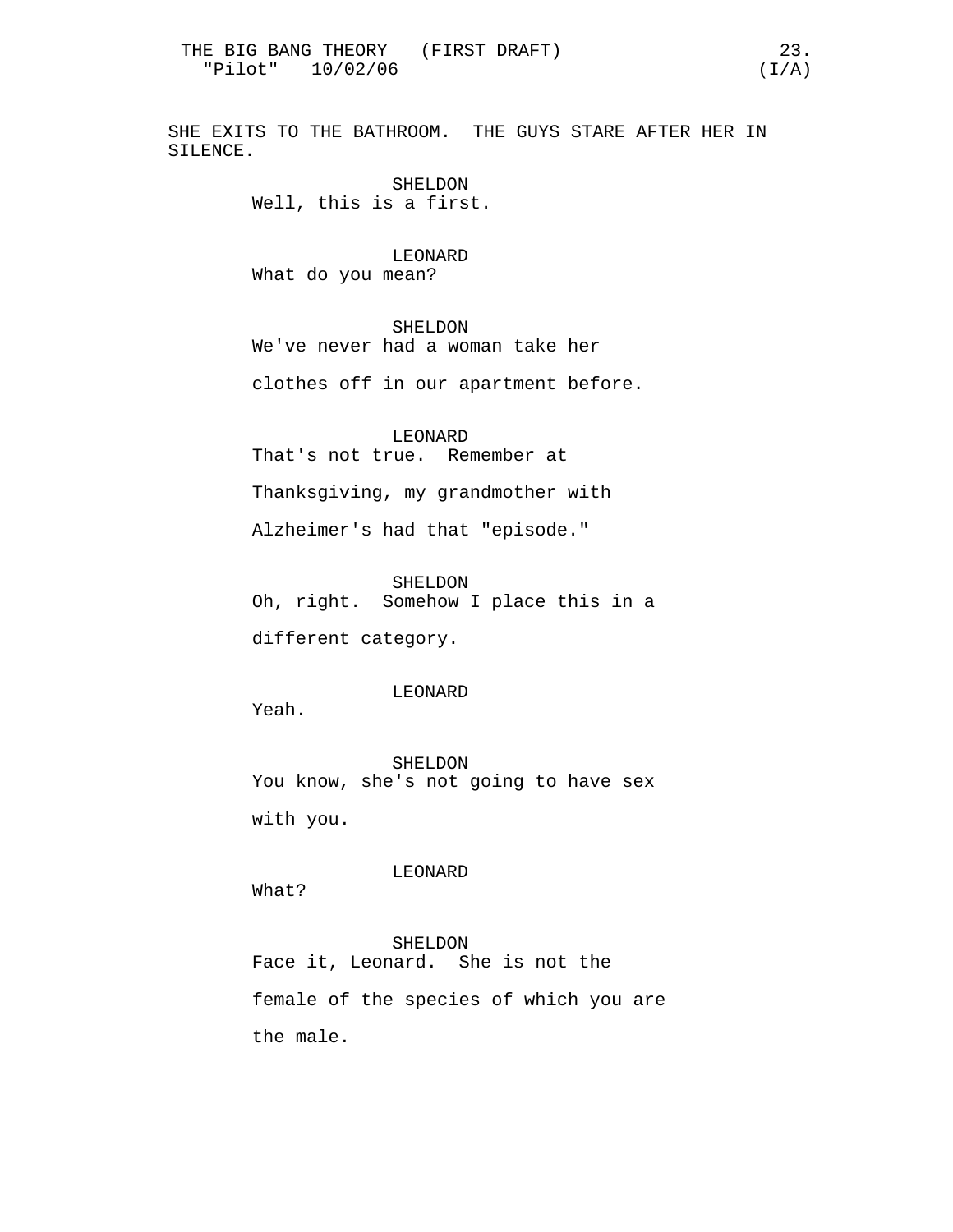SHE EXITS TO THE BATHROOM. THE GUYS STARE AFTER HER IN SILENCE.

SHELDON
Well, this is a first.

LEONARD
What do you mean?

SHELDON
We've never had a woman take her clothes off in our apartment before.

LEONARD
That's not true. Remember at Thanksgiving, my grandmother with Alzheimer's had that "episode."

SHELDON
Oh, right. Somehow I place this in a different category.

LEONARD
Yeah.

SHELDON
You know, she's not going to have sex with you.

LEONARD
What?

SHELDON
Face it, Leonard. She is not the female of the species of which you are the male.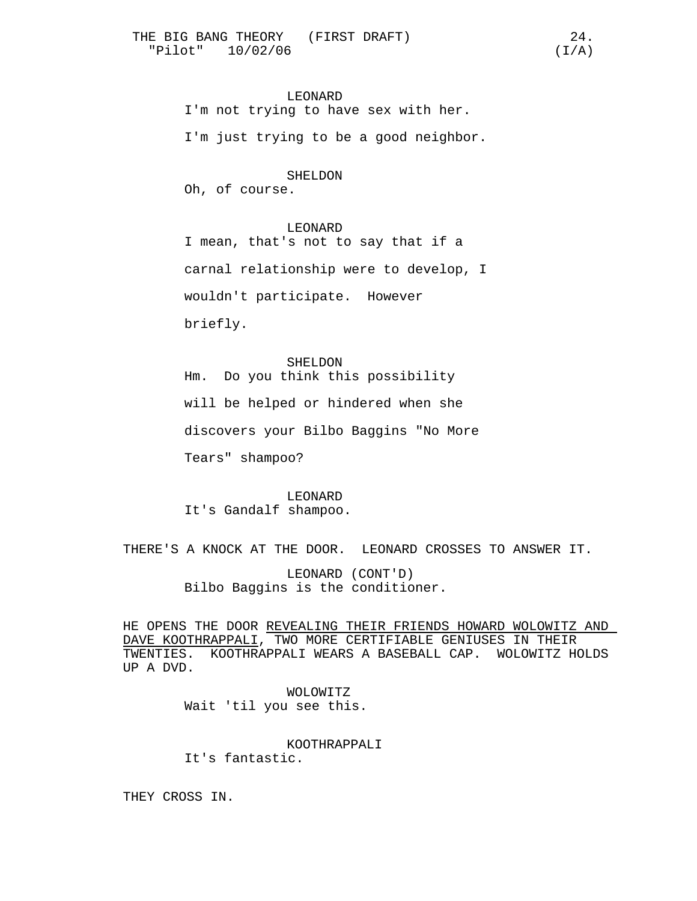LEONARD
I'm not trying to have sex with her.

I'm just trying to be a good neighbor.

SHELDON
Oh, of course.

LEONARD
I mean, that's not to say that if a carnal relationship were to develop, I wouldn't participate. However briefly.

SHELDON
Hm. Do you think this possibility will be helped or hindered when she discovers your Bilbo Baggins "No More Tears" shampoo?

LEONARD
It's Gandalf shampoo.

THERE'S A KNOCK AT THE DOOR. LEONARD CROSSES TO ANSWER IT.

LEONARD (CONT'D)
Bilbo Baggins is the conditioner.

HE OPENS THE DOOR REVEALING THEIR FRIENDS HOWARD WOLOWITZ AND DAVE KOOTHRAPPALI, TWO MORE CERTIFIABLE GENIUSES IN THEIR TWENTIES. KOOTHRAPPALI WEARS A BASEBALL CAP. WOLOWITZ HOLDS UP A DVD.

WOLOWITZ
Wait 'til you see this.

KOOTHRAPPALI
It's fantastic.

THEY CROSS IN.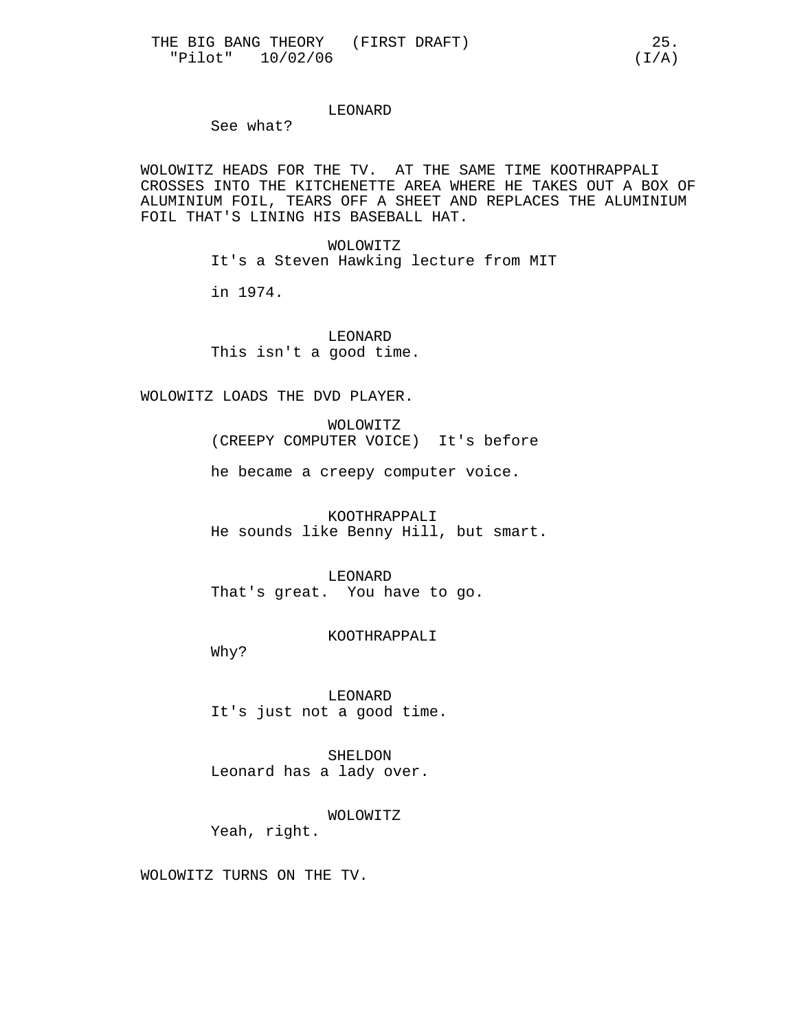LEONARD

See what?

WOLOWITZ HEADS FOR THE TV. AT THE SAME TIME KOOTHRAPPALI CROSSES INTO THE KITCHENETTE AREA WHERE HE TAKES OUT A BOX OF ALUMINIUM FOIL, TEARS OFF A SHEET AND REPLACES THE ALUMINIUM FOIL THAT'S LINING HIS BASEBALL HAT.

WOLOWITZ

It's a Steven Hawking lecture from MIT

in 1974.

LEONARD

This isn't a good time.

WOLOWITZ LOADS THE DVD PLAYER.

WOLOWITZ

(CREEPY COMPUTER VOICE) It's before

he became a creepy computer voice.

KOOTHRAPPALI

He sounds like Benny Hill, but smart.

LEONARD

That's great. You have to go.

KOOTHRAPPALI

Why?

LEONARD

It's just not a good time.

SHELDON

Leonard has a lady over.

WOLOWITZ

Yeah, right.

WOLOWITZ TURNS ON THE TV.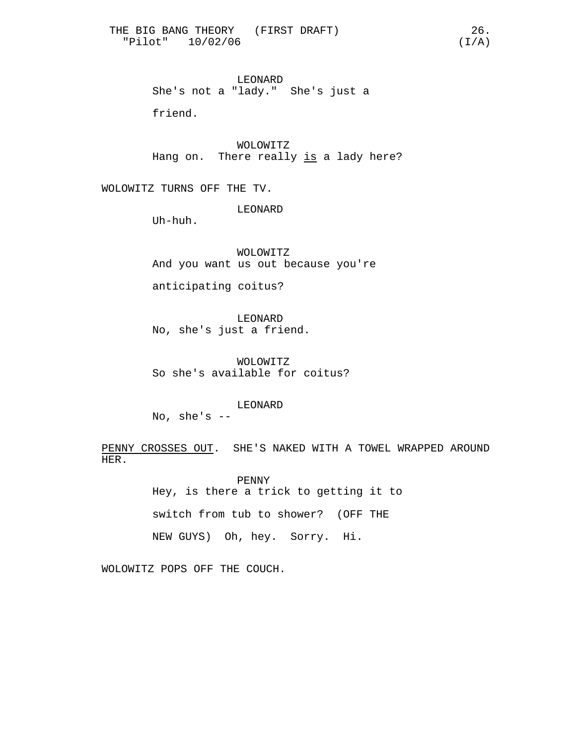LEONARD
She's not a "lady." She's just a friend.

WOLOWITZ
Hang on. There really <u>is</u> a lady here?

WOLOWITZ TURNS OFF THE TV.

LEONARD
Uh-huh.

WOLOWITZ
And you want us out because you're anticipating coitus?

LEONARD
No, she's just a friend.

WOLOWITZ
So she's available for coitus?

LEONARD
No, she's --

<u>PENNY CROSSES OUT</u>. SHE'S NAKED WITH A TOWEL WRAPPED AROUND HER.

PENNY
Hey, is there a trick to getting it to switch from tub to shower? (OFF THE NEW GUYS) Oh, hey. Sorry. Hi.

WOLOWITZ POPS OFF THE COUCH.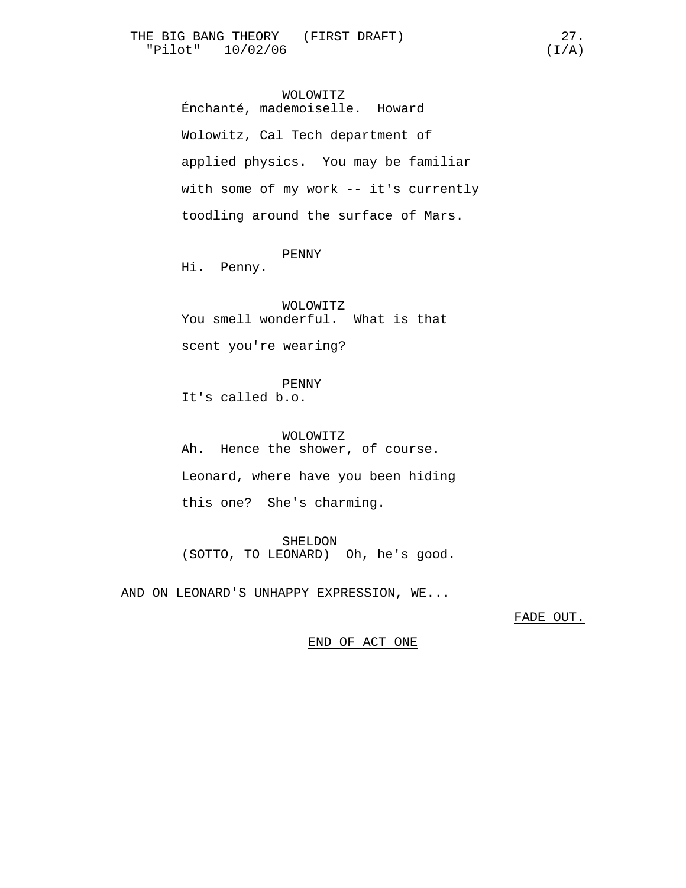WOLOWITZ

Énchanté, mademoiselle. Howard Wolowitz, Cal Tech department of applied physics. You may be familiar with some of my work -- it's currently toodling around the surface of Mars.

PENNY

Hi. Penny.

WOLOWITZ

You smell wonderful. What is that scent you're wearing?

PENNY

It's called b.o.

WOLOWITZ

Ah. Hence the shower, of course. Leonard, where have you been hiding this one? She's charming.

SHELDON

(SOTTO, TO LEONARD) Oh, he's good.

AND ON LEONARD'S UNHAPPY EXPRESSION, WE...

FADE OUT.

END OF ACT ONE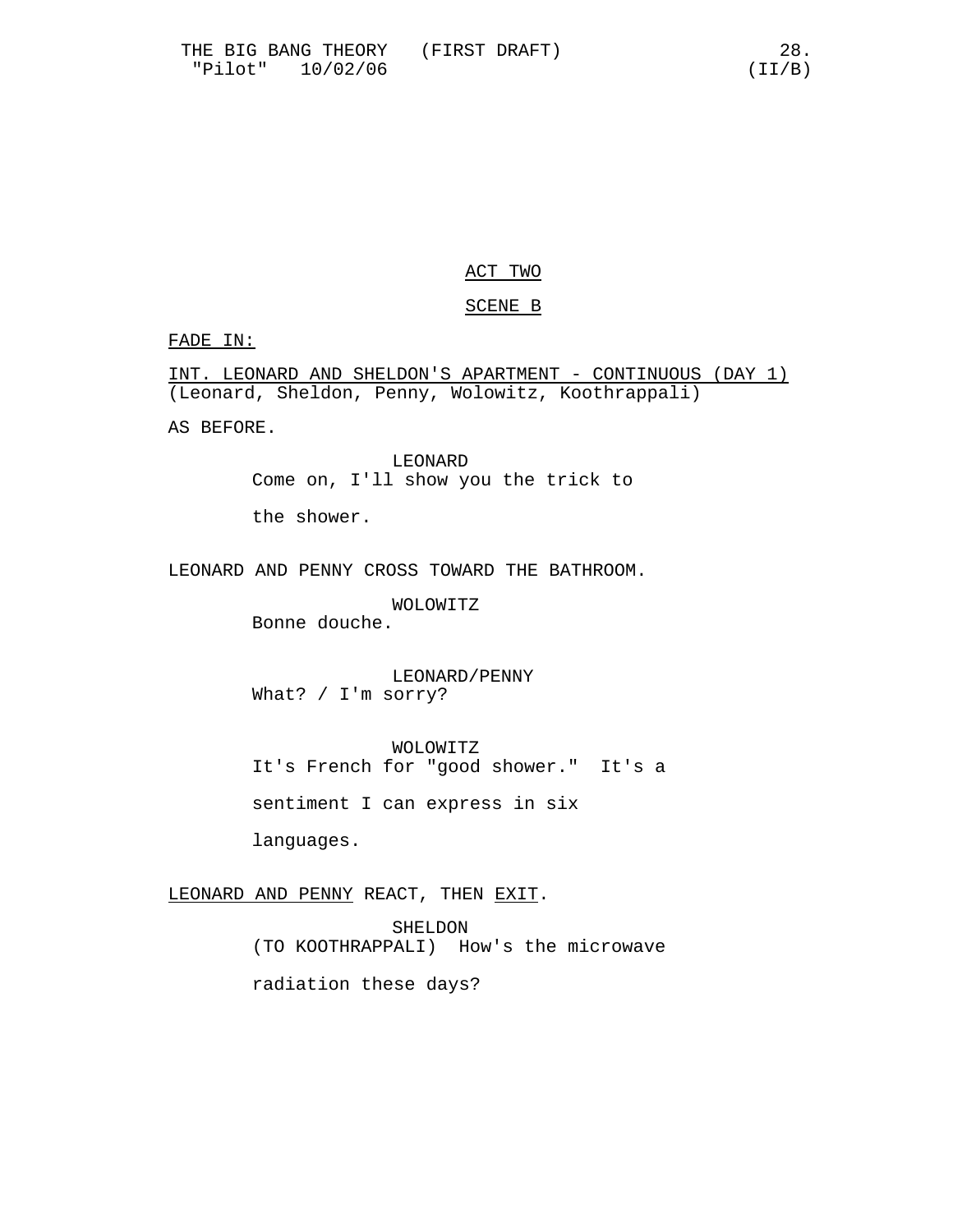ACT TWO

SCENE B

FADE IN:

INT. LEONARD AND SHELDON'S APARTMENT - CONTINUOUS (DAY 1)
(Leonard, Sheldon, Penny, Wolowitz, Koothrappali)

AS BEFORE.

LEONARD
Come on, I'll show you the trick to the shower.

LEONARD AND PENNY CROSS TOWARD THE BATHROOM.

WOLOWITZ
Bonne douche.

LEONARD/PENNY
What? / I'm sorry?

WOLOWITZ
It's French for "good shower." It's a sentiment I can express in six languages.

LEONARD AND PENNY REACT, THEN EXIT.

SHELDON
(TO KOOTHRAPPALI) How's the microwave radiation these days?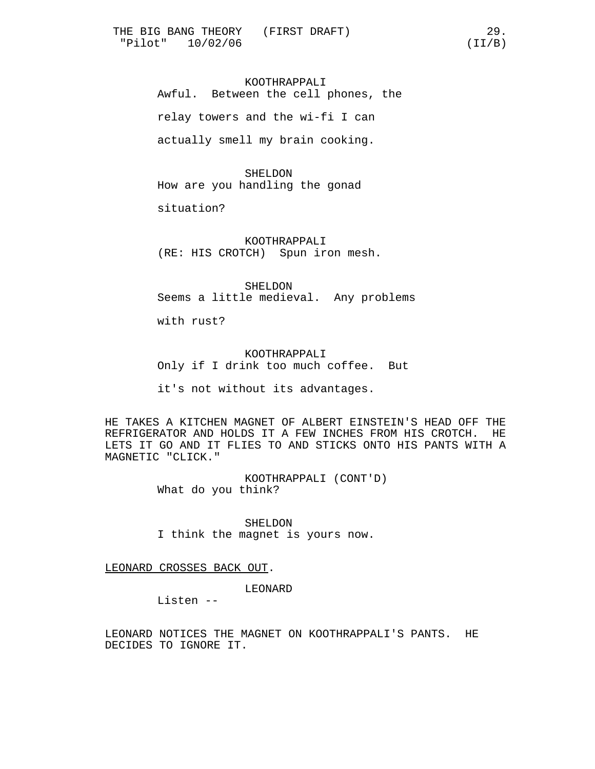KOOTHRAPPALI
Awful. Between the cell phones, the relay towers and the wi-fi I can actually smell my brain cooking.

SHELDON
How are you handling the gonad situation?

KOOTHRAPPALI
(RE: HIS CROTCH) Spun iron mesh.

SHELDON
Seems a little medieval. Any problems with rust?

KOOTHRAPPALI
Only if I drink too much coffee. But it's not without its advantages.

HE TAKES A KITCHEN MAGNET OF ALBERT EINSTEIN'S HEAD OFF THE REFRIGERATOR AND HOLDS IT A FEW INCHES FROM HIS CROTCH. HE LETS IT GO AND IT FLIES TO AND STICKS ONTO HIS PANTS WITH A MAGNETIC "CLICK."

KOOTHRAPPALI (CONT'D)
What do you think?

SHELDON
I think the magnet is yours now.

LEONARD CROSSES BACK OUT.

LEONARD
Listen --

LEONARD NOTICES THE MAGNET ON KOOTHRAPPALI'S PANTS. HE DECIDES TO IGNORE IT.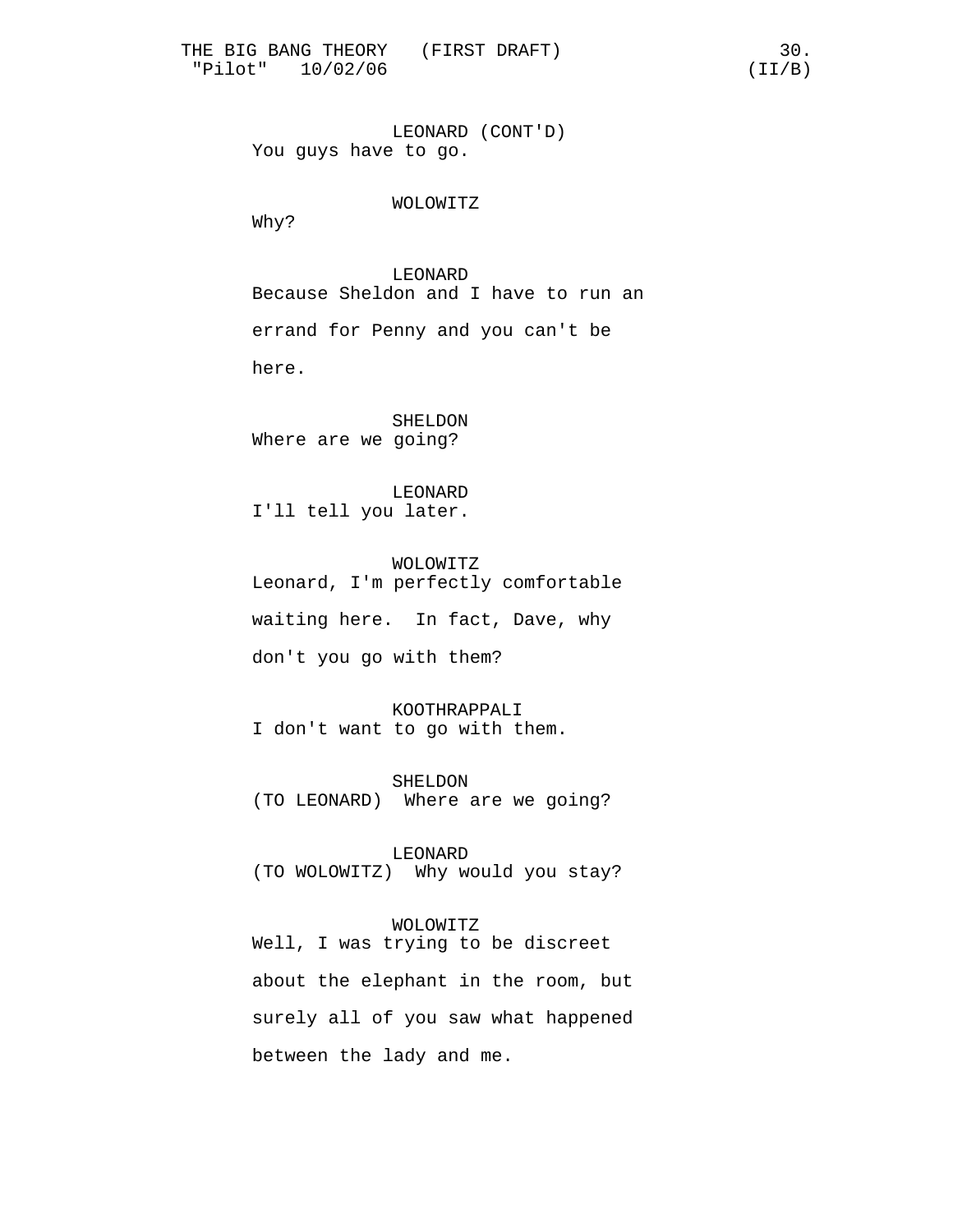LEONARD (CONT'D)
You guys have to go.

WOLOWITZ
Why?

LEONARD
Because Sheldon and I have to run an errand for Penny and you can't be here.

SHELDON
Where are we going?

LEONARD
I'll tell you later.

WOLOWITZ
Leonard, I'm perfectly comfortable waiting here.  In fact, Dave, why don't you go with them?

KOOTHRAPPALI
I don't want to go with them.

SHELDON
(TO LEONARD)  Where are we going?

LEONARD
(TO WOLOWITZ)  Why would you stay?

WOLOWITZ
Well, I was trying to be discreet about the elephant in the room, but surely all of you saw what happened between the lady and me.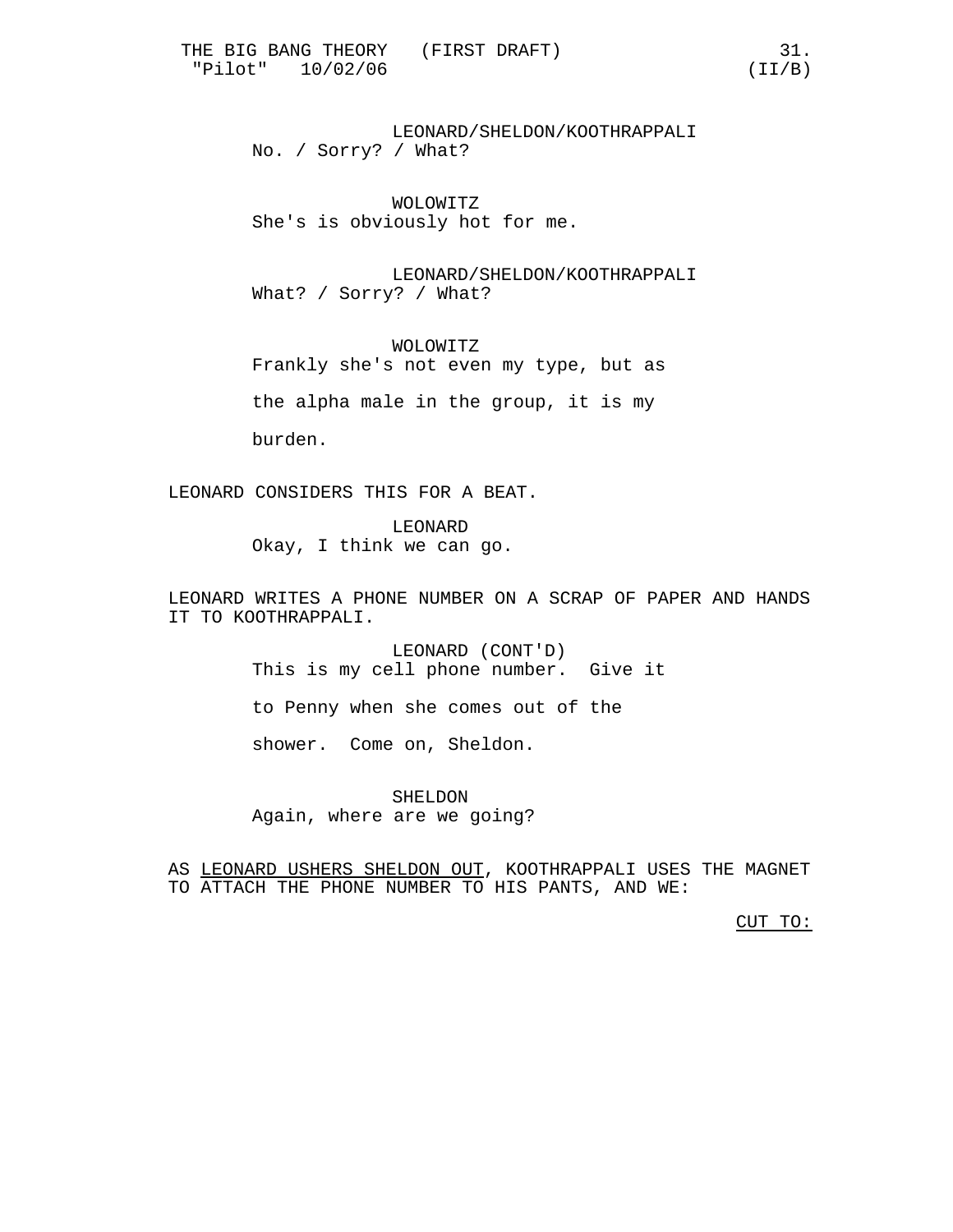LEONARD/SHELDON/KOOTHRAPPALI
No. / Sorry? / What?

WOLOWITZ
She's is obviously hot for me.

LEONARD/SHELDON/KOOTHRAPPALI
What? / Sorry? / What?

WOLOWITZ
Frankly she's not even my type, but as the alpha male in the group, it is my burden.

LEONARD CONSIDERS THIS FOR A BEAT.

LEONARD
Okay, I think we can go.

LEONARD WRITES A PHONE NUMBER ON A SCRAP OF PAPER AND HANDS IT TO KOOTHRAPPALI.

LEONARD (CONT'D)
This is my cell phone number. Give it to Penny when she comes out of the shower. Come on, Sheldon.

SHELDON
Again, where are we going?

AS <u>LEONARD USHERS SHELDON OUT</u>, KOOTHRAPPALI USES THE MAGNET TO ATTACH THE PHONE NUMBER TO HIS PANTS, AND WE:

<u>CUT TO:</u>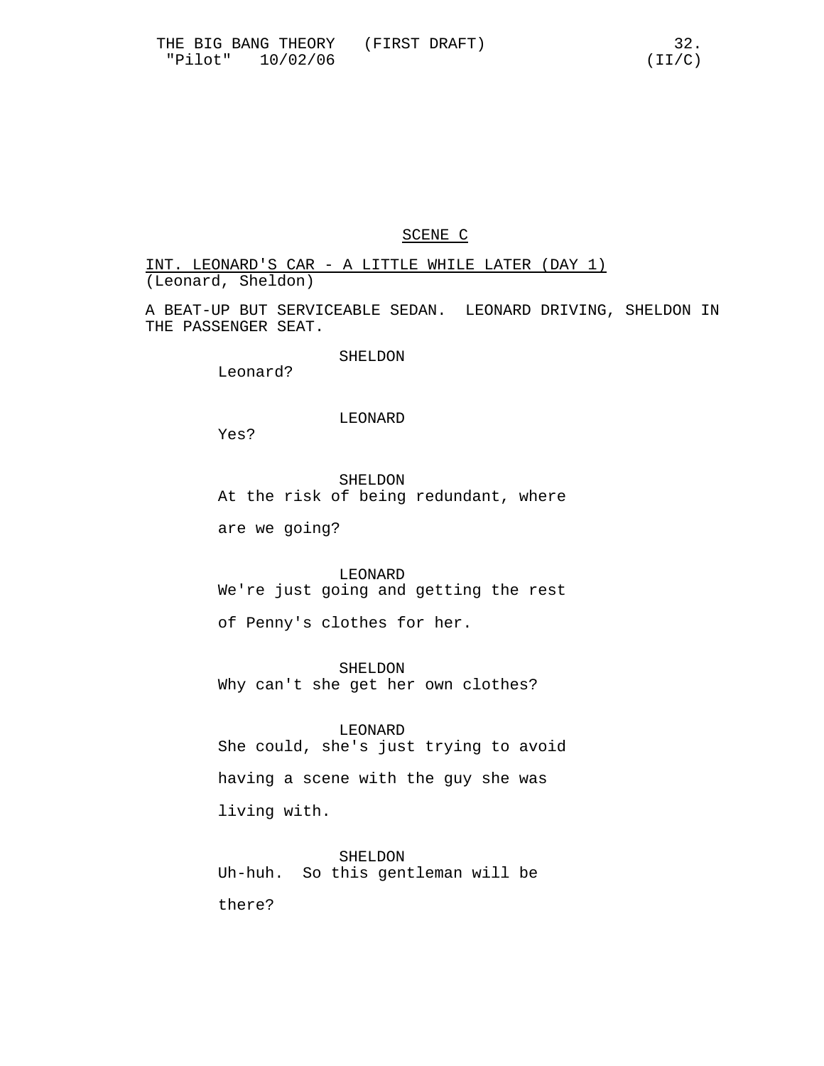SCENE C

INT. LEONARD'S CAR - A LITTLE WHILE LATER (DAY 1)
(Leonard, Sheldon)

A BEAT-UP BUT SERVICEABLE SEDAN. LEONARD DRIVING, SHELDON IN THE PASSENGER SEAT.

SHELDON
Leonard?

LEONARD
Yes?

SHELDON
At the risk of being redundant, where are we going?

LEONARD
We're just going and getting the rest of Penny's clothes for her.

SHELDON
Why can't she get her own clothes?

LEONARD
She could, she's just trying to avoid having a scene with the guy she was living with.

SHELDON
Uh-huh. So this gentleman will be there?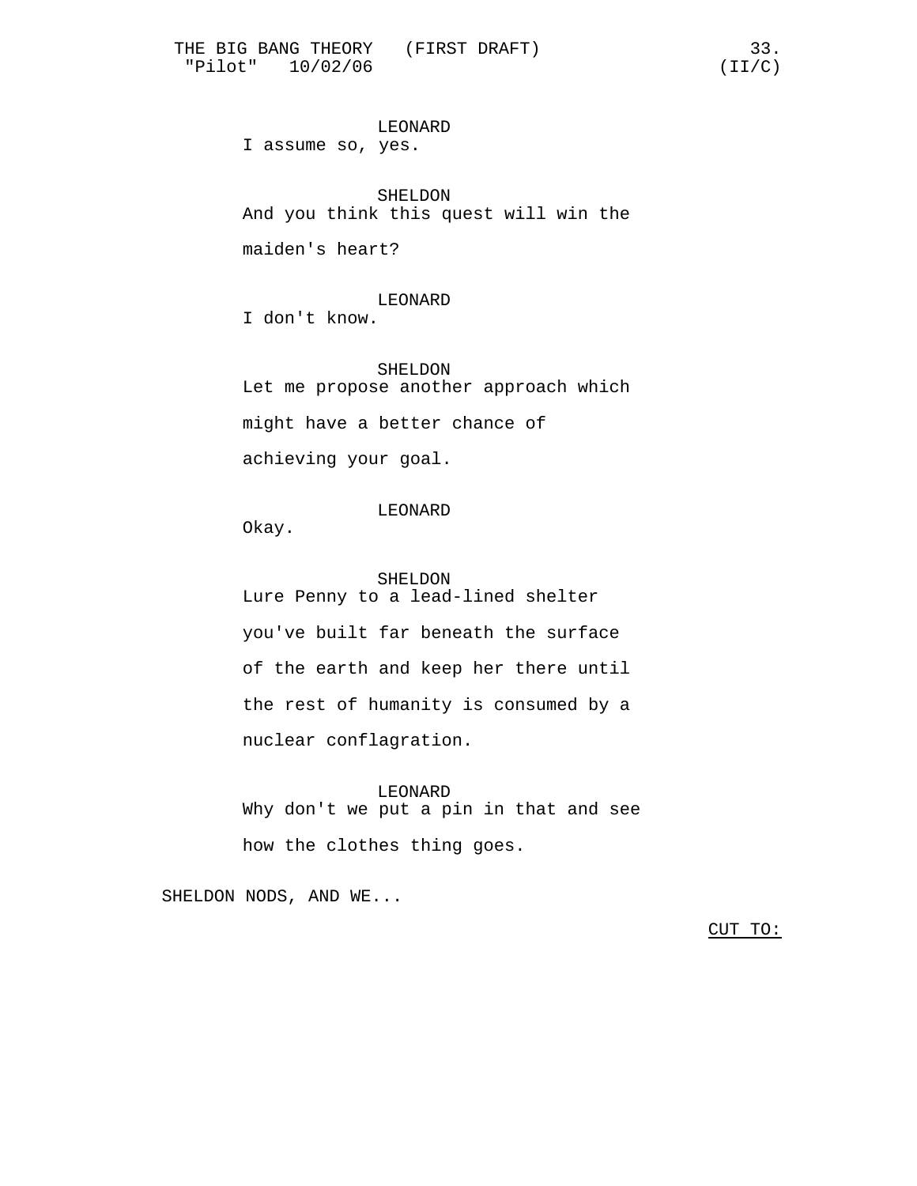LEONARD

I assume so, yes.

SHELDON

And you think this quest will win the maiden's heart?

LEONARD

I don't know.

SHELDON

Let me propose another approach which might have a better chance of achieving your goal.

LEONARD

Okay.

SHELDON

Lure Penny to a lead-lined shelter you've built far beneath the surface of the earth and keep her there until the rest of humanity is consumed by a nuclear conflagration.

LEONARD

Why don't we put a pin in that and see how the clothes thing goes.

SHELDON NODS, AND WE...

CUT TO: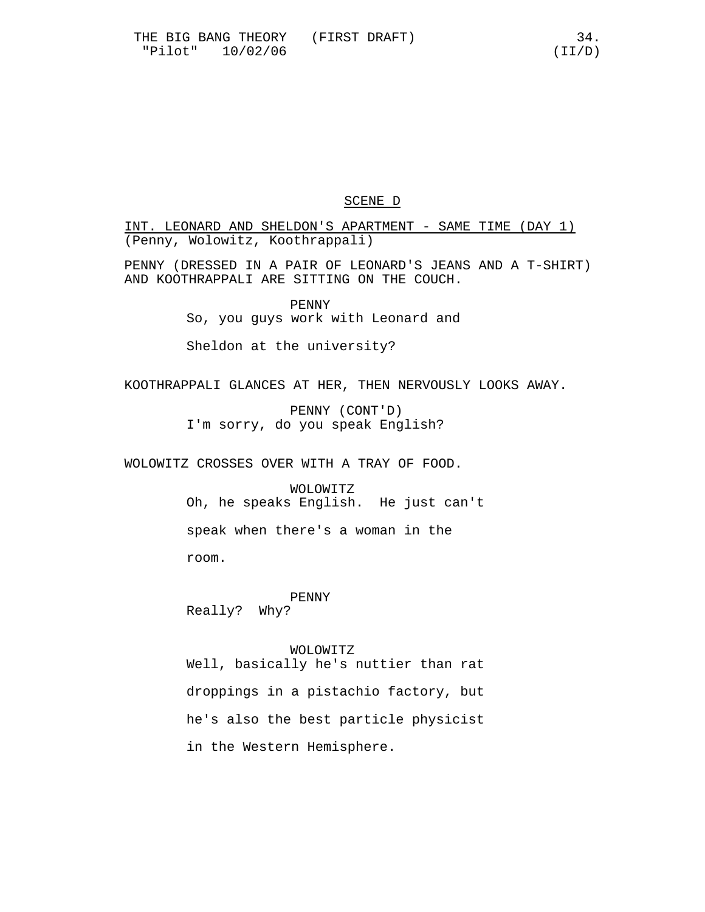SCENE D

INT. LEONARD AND SHELDON'S APARTMENT - SAME TIME (DAY 1)
(Penny, Wolowitz, Koothrappali)

PENNY (DRESSED IN A PAIR OF LEONARD'S JEANS AND A T-SHIRT) AND KOOTHRAPPALI ARE SITTING ON THE COUCH.

PENNY
So, you guys work with Leonard and Sheldon at the university?

KOOTHRAPPALI GLANCES AT HER, THEN NERVOUSLY LOOKS AWAY.

PENNY (CONT'D)
I'm sorry, do you speak English?

WOLOWITZ CROSSES OVER WITH A TRAY OF FOOD.

WOLOWITZ
Oh, he speaks English. He just can't speak when there's a woman in the room.

PENNY
Really? Why?

WOLOWITZ
Well, basically he's nuttier than rat droppings in a pistachio factory, but he's also the best particle physicist in the Western Hemisphere.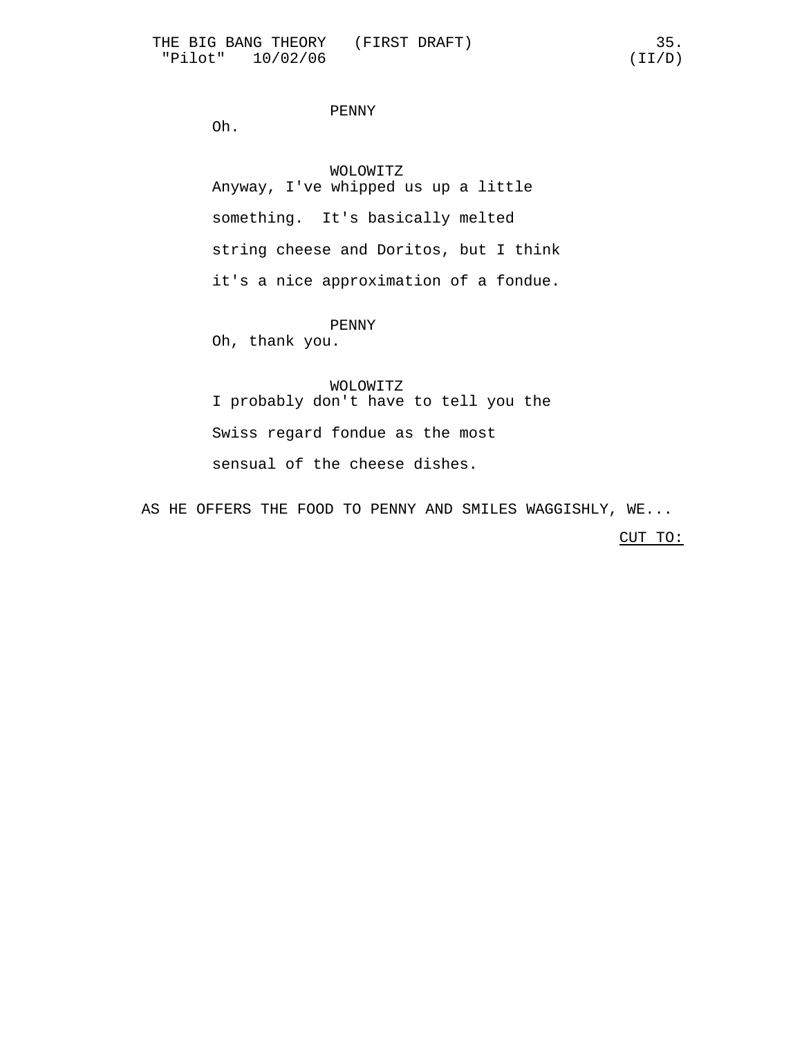PENNY

Oh.

WOLOWITZ

Anyway, I've whipped us up a little something. It's basically melted string cheese and Doritos, but I think it's a nice approximation of a fondue.

PENNY

Oh, thank you.

WOLOWITZ

I probably don't have to tell you the Swiss regard fondue as the most sensual of the cheese dishes.

AS HE OFFERS THE FOOD TO PENNY AND SMILES WAGGISHLY, WE...

CUT TO: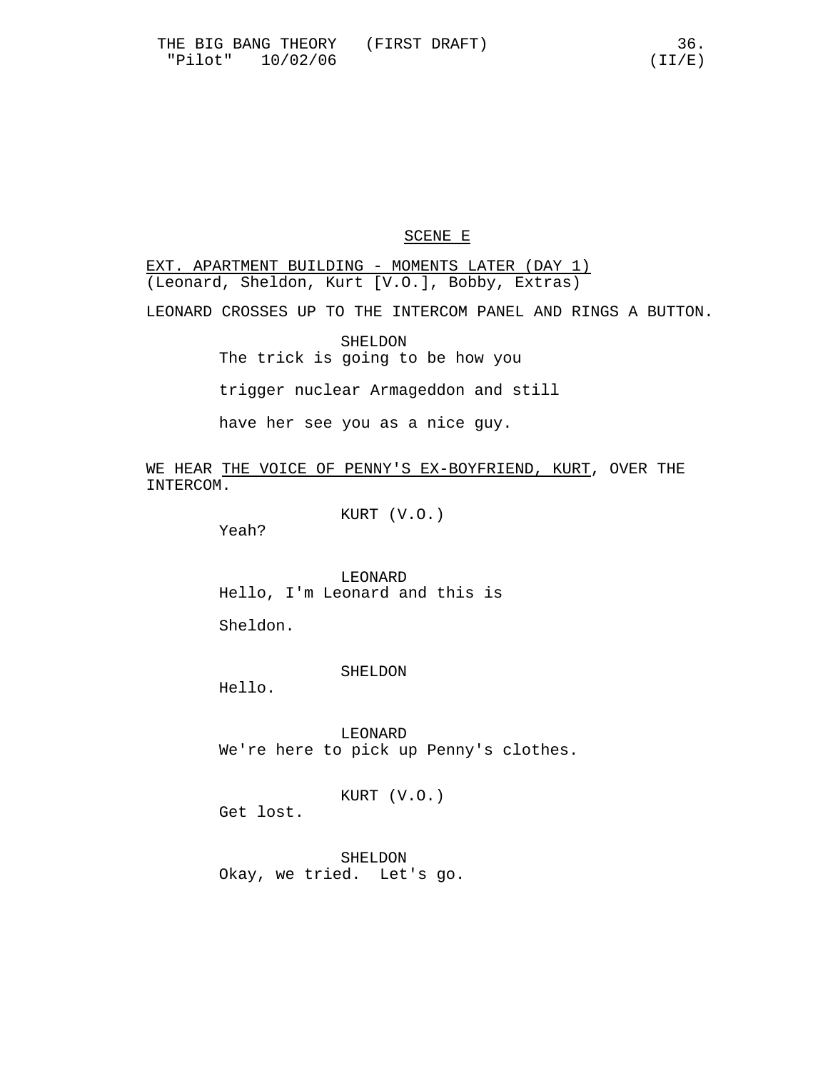SCENE E

EXT. APARTMENT BUILDING - MOMENTS LATER (DAY 1)
(Leonard, Sheldon, Kurt [V.O.], Bobby, Extras)

LEONARD CROSSES UP TO THE INTERCOM PANEL AND RINGS A BUTTON.

SHELDON
The trick is going to be how you trigger nuclear Armageddon and still have her see you as a nice guy.

WE HEAR THE VOICE OF PENNY'S EX-BOYFRIEND, KURT, OVER THE INTERCOM.

KURT (V.O.)
Yeah?

LEONARD
Hello, I'm Leonard and this is Sheldon.

SHELDON
Hello.

LEONARD
We're here to pick up Penny's clothes.

KURT (V.O.)
Get lost.

SHELDON
Okay, we tried. Let's go.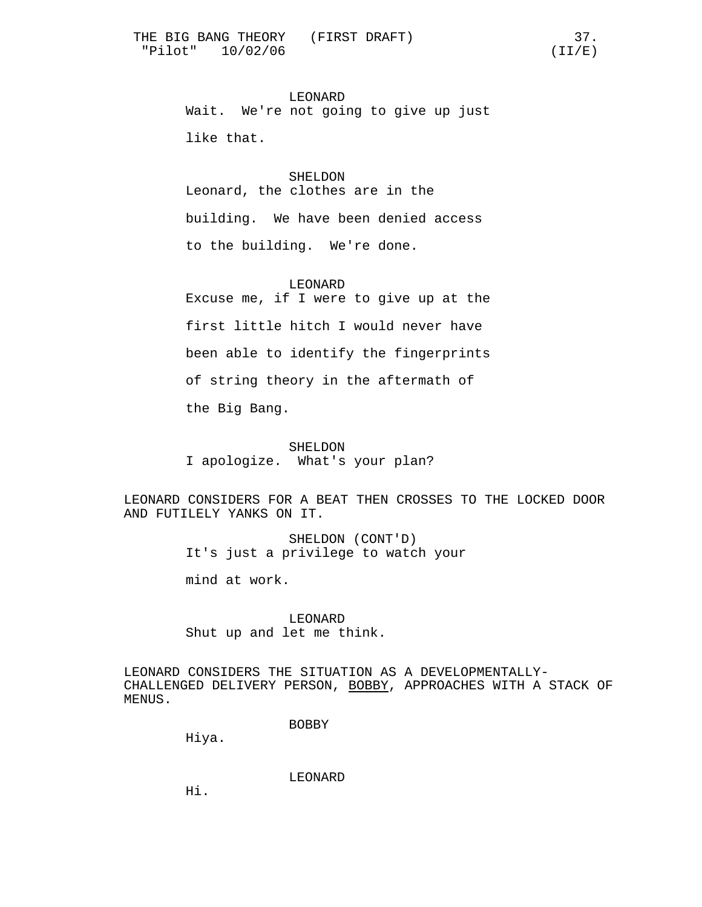LEONARD

Wait. We're not going to give up just like that.

SHELDON

Leonard, the clothes are in the building. We have been denied access to the building. We're done.

LEONARD

Excuse me, if I were to give up at the first little hitch I would never have been able to identify the fingerprints of string theory in the aftermath of the Big Bang.

SHELDON

I apologize. What's your plan?

LEONARD CONSIDERS FOR A BEAT THEN CROSSES TO THE LOCKED DOOR AND FUTILELY YANKS ON IT.

SHELDON (CONT'D)

It's just a privilege to watch your mind at work.

LEONARD

Shut up and let me think.

LEONARD CONSIDERS THE SITUATION AS A DEVELOPMENTALLY-CHALLENGED DELIVERY PERSON, BOBBY, APPROACHES WITH A STACK OF MENUS.

BOBBY

Hiya.

LEONARD

Hi.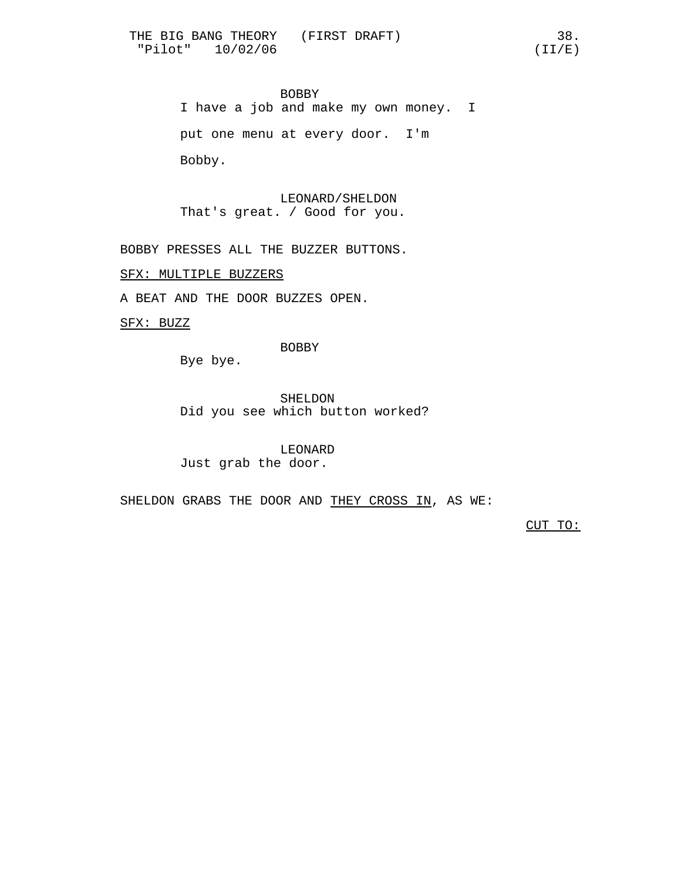BOBBY

I have a job and make my own money. I put one menu at every door. I'm Bobby.

LEONARD/SHELDON

That's great. / Good for you.

BOBBY PRESSES ALL THE BUZZER BUTTONS.

SFX: MULTIPLE BUZZERS

A BEAT AND THE DOOR BUZZES OPEN.

SFX: BUZZ

BOBBY

Bye bye.

SHELDON

Did you see which button worked?

LEONARD

Just grab the door.

SHELDON GRABS THE DOOR AND THEY CROSS IN, AS WE:

CUT TO: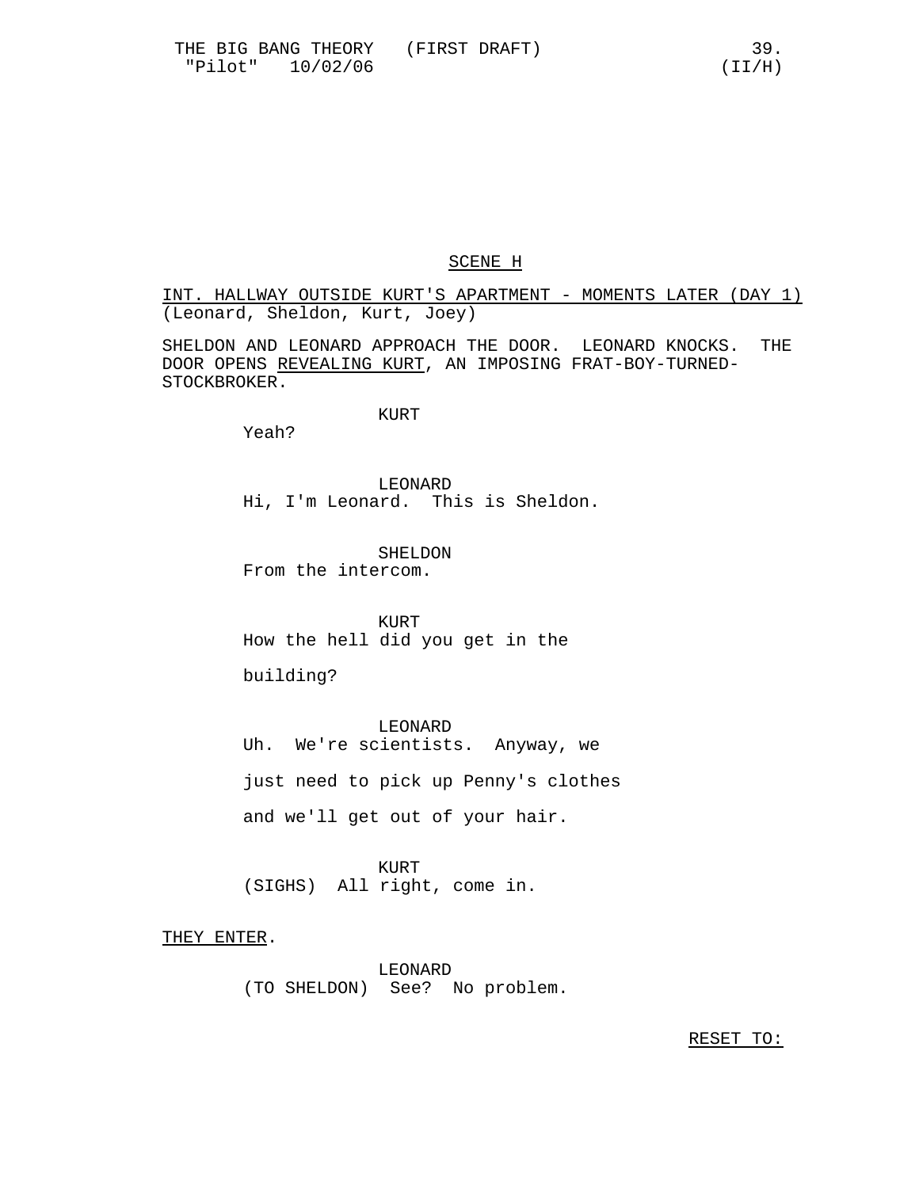SCENE H

INT. HALLWAY OUTSIDE KURT'S APARTMENT - MOMENTS LATER (DAY 1)
(Leonard, Sheldon, Kurt, Joey)

SHELDON AND LEONARD APPROACH THE DOOR. LEONARD KNOCKS. THE DOOR OPENS REVEALING KURT, AN IMPOSING FRAT-BOY-TURNED-STOCKBROKER.

KURT
Yeah?

LEONARD
Hi, I'm Leonard. This is Sheldon.

SHELDON
From the intercom.

KURT
How the hell did you get in the building?

LEONARD
Uh. We're scientists. Anyway, we just need to pick up Penny's clothes and we'll get out of your hair.

KURT
(SIGHS) All right, come in.

THEY ENTER.

LEONARD
(TO SHELDON) See? No problem.

RESET TO: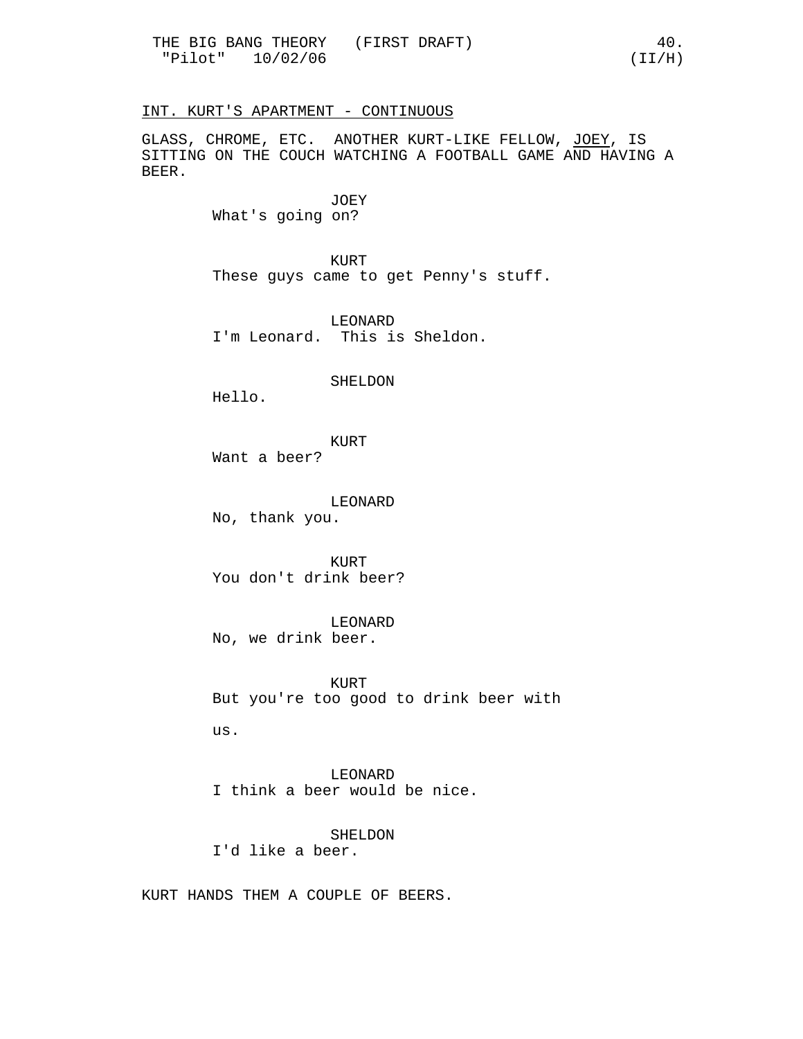INT. KURT'S APARTMENT - CONTINUOUS

GLASS, CHROME, ETC. ANOTHER KURT-LIKE FELLOW, JOEY, IS SITTING ON THE COUCH WATCHING A FOOTBALL GAME AND HAVING A BEER.

JOEY
What's going on?

KURT
These guys came to get Penny's stuff.

LEONARD
I'm Leonard. This is Sheldon.

SHELDON
Hello.

KURT
Want a beer?

LEONARD
No, thank you.

KURT
You don't drink beer?

LEONARD
No, we drink beer.

KURT
But you're too good to drink beer with us.

LEONARD
I think a beer would be nice.

SHELDON
I'd like a beer.

KURT HANDS THEM A COUPLE OF BEERS.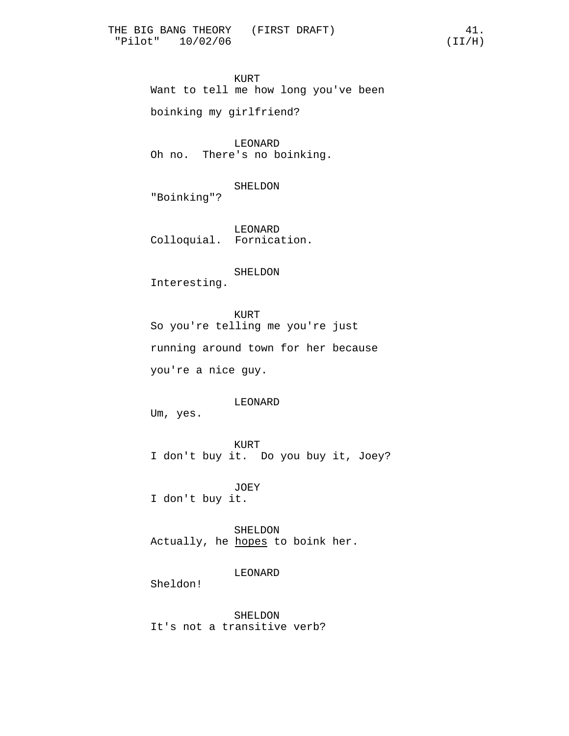KURT
Want to tell me how long you've been boinking my girlfriend?

LEONARD
Oh no. There's no boinking.

SHELDON
"Boinking"?

LEONARD
Colloquial. Fornication.

SHELDON
Interesting.

KURT
So you're telling me you're just running around town for her because you're a nice guy.

LEONARD
Um, yes.

KURT
I don't buy it. Do you buy it, Joey?

JOEY
I don't buy it.

SHELDON
Actually, he hopes to boink her.

LEONARD
Sheldon!

SHELDON
It's not a transitive verb?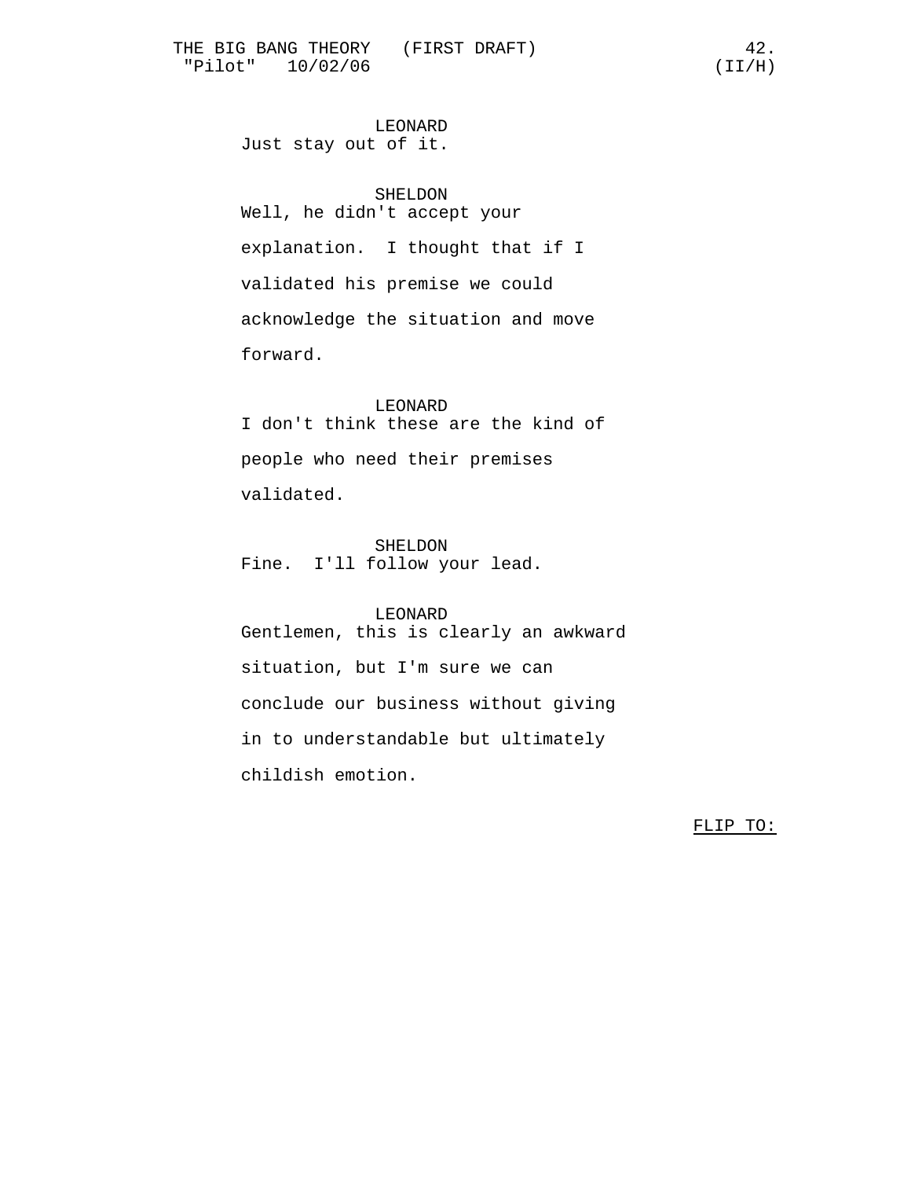LEONARD
Just stay out of it.

SHELDON
Well, he didn't accept your explanation.  I thought that if I validated his premise we could acknowledge the situation and move forward.

LEONARD
I don't think these are the kind of people who need their premises validated.

SHELDON
Fine.  I'll follow your lead.

LEONARD
Gentlemen, this is clearly an awkward situation, but I'm sure we can conclude our business without giving in to understandable but ultimately childish emotion.

<u>FLIP TO:</u>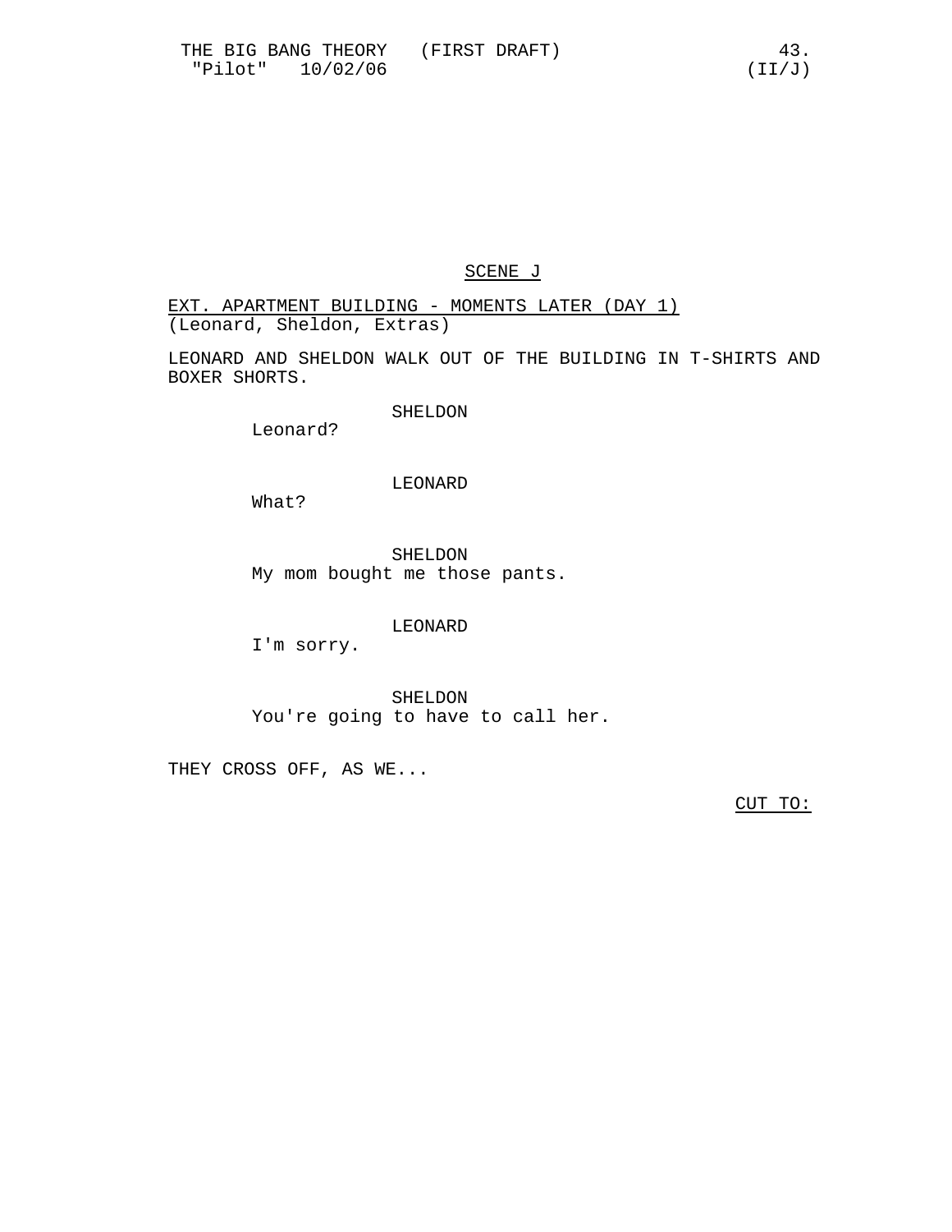SCENE J

EXT. APARTMENT BUILDING - MOMENTS LATER (DAY 1)
(Leonard, Sheldon, Extras)

LEONARD AND SHELDON WALK OUT OF THE BUILDING IN T-SHIRTS AND BOXER SHORTS.

SHELDON
Leonard?

LEONARD
What?

SHELDON
My mom bought me those pants.

LEONARD
I'm sorry.

SHELDON
You're going to have to call her.

THEY CROSS OFF, AS WE...

CUT TO: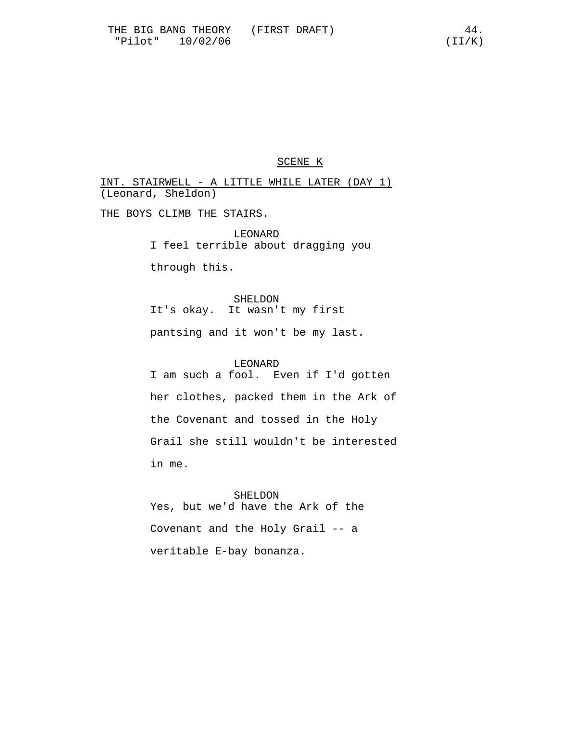SCENE K

INT. STAIRWELL - A LITTLE WHILE LATER (DAY 1)
(Leonard, Sheldon)

THE BOYS CLIMB THE STAIRS.

LEONARD
I feel terrible about dragging you through this.

SHELDON
It's okay. It wasn't my first pantsing and it won't be my last.

LEONARD
I am such a fool. Even if I'd gotten her clothes, packed them in the Ark of the Covenant and tossed in the Holy Grail she still wouldn't be interested in me.

SHELDON
Yes, but we'd have the Ark of the Covenant and the Holy Grail -- a veritable E-bay bonanza.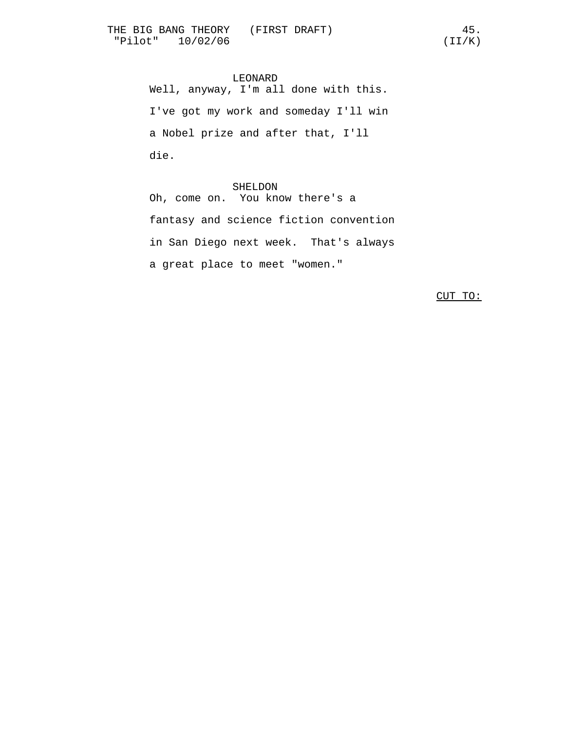LEONARD

Well, anyway, I'm all done with this. I've got my work and someday I'll win a Nobel prize and after that, I'll die.

SHELDON

Oh, come on.  You know there's a fantasy and science fiction convention in San Diego next week.  That's always a great place to meet "women."

CUT TO: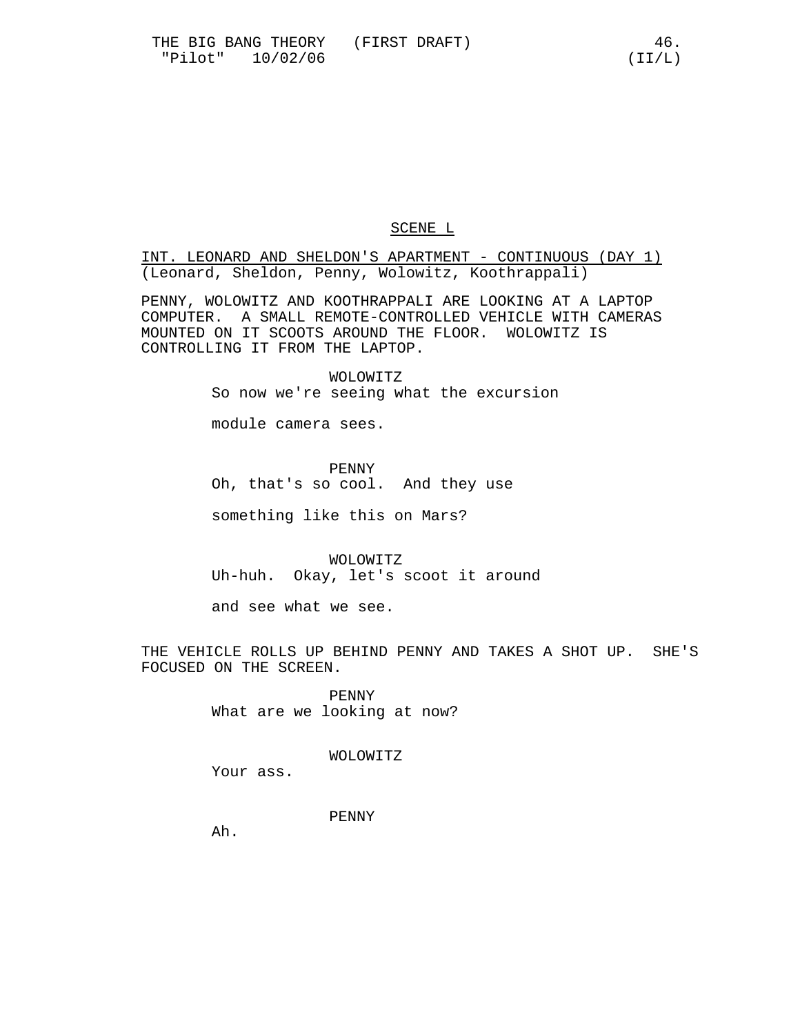SCENE L

INT. LEONARD AND SHELDON'S APARTMENT - CONTINUOUS (DAY 1)
(Leonard, Sheldon, Penny, Wolowitz, Koothrappali)

PENNY, WOLOWITZ AND KOOTHRAPPALI ARE LOOKING AT A LAPTOP COMPUTER. A SMALL REMOTE-CONTROLLED VEHICLE WITH CAMERAS MOUNTED ON IT SCOOTS AROUND THE FLOOR. WOLOWITZ IS CONTROLLING IT FROM THE LAPTOP.

WOLOWITZ
So now we're seeing what the excursion module camera sees.

PENNY
Oh, that's so cool. And they use something like this on Mars?

WOLOWITZ
Uh-huh. Okay, let's scoot it around and see what we see.

THE VEHICLE ROLLS UP BEHIND PENNY AND TAKES A SHOT UP. SHE'S FOCUSED ON THE SCREEN.

PENNY
What are we looking at now?

WOLOWITZ
Your ass.

PENNY
Ah.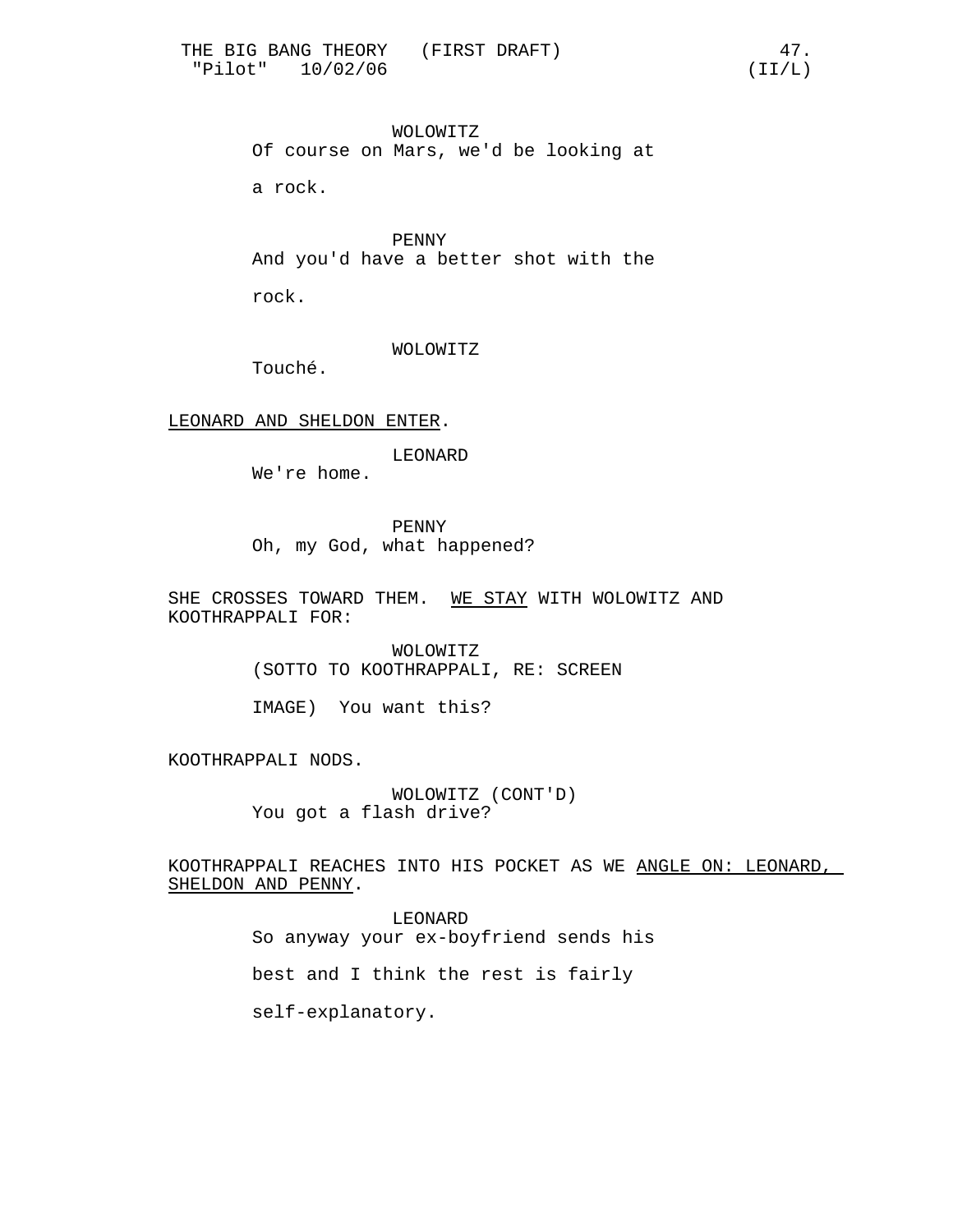WOLOWITZ

Of course on Mars, we'd be looking at a rock.

PENNY

And you'd have a better shot with the rock.

WOLOWITZ

Touché.

LEONARD AND SHELDON ENTER.

LEONARD

We're home.

PENNY

Oh, my God, what happened?

SHE CROSSES TOWARD THEM. WE STAY WITH WOLOWITZ AND KOOTHRAPPALI FOR:

WOLOWITZ

(SOTTO TO KOOTHRAPPALI, RE: SCREEN IMAGE) You want this?

KOOTHRAPPALI NODS.

WOLOWITZ (CONT'D)

You got a flash drive?

KOOTHRAPPALI REACHES INTO HIS POCKET AS WE ANGLE ON: LEONARD, SHELDON AND PENNY.

LEONARD

So anyway your ex-boyfriend sends his best and I think the rest is fairly self-explanatory.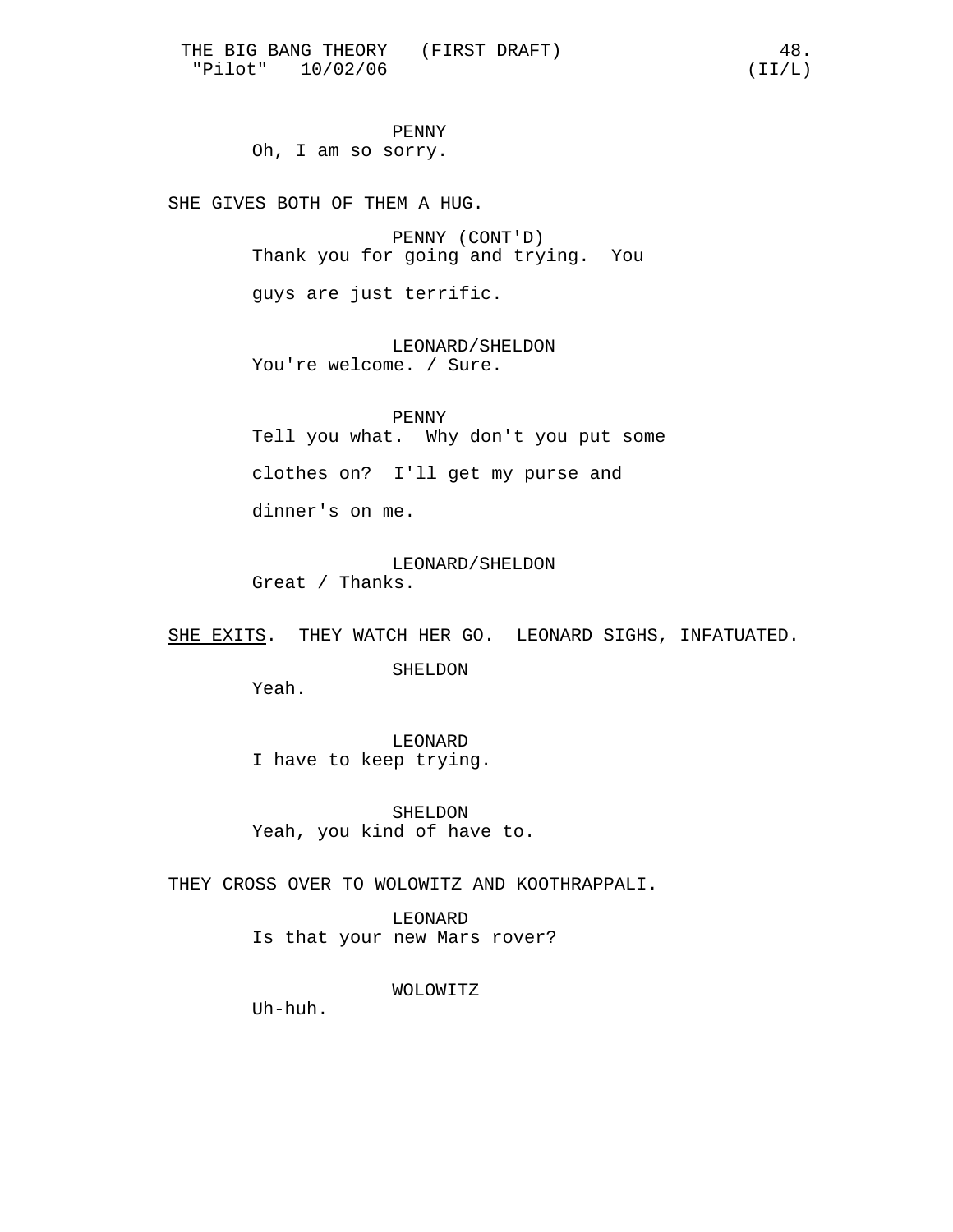PENNY

Oh, I am so sorry.

SHE GIVES BOTH OF THEM A HUG.

PENNY (CONT'D)

Thank you for going and trying. You guys are just terrific.

LEONARD/SHELDON

You're welcome. / Sure.

PENNY

Tell you what. Why don't you put some clothes on? I'll get my purse and dinner's on me.

LEONARD/SHELDON

Great / Thanks.

<u>SHE EXITS</u>. THEY WATCH HER GO. LEONARD SIGHS, INFATUATED.

SHELDON

Yeah.

LEONARD

I have to keep trying.

SHELDON

Yeah, you kind of have to.

THEY CROSS OVER TO WOLOWITZ AND KOOTHRAPPALI.

LEONARD

Is that your new Mars rover?

WOLOWITZ

Uh-huh.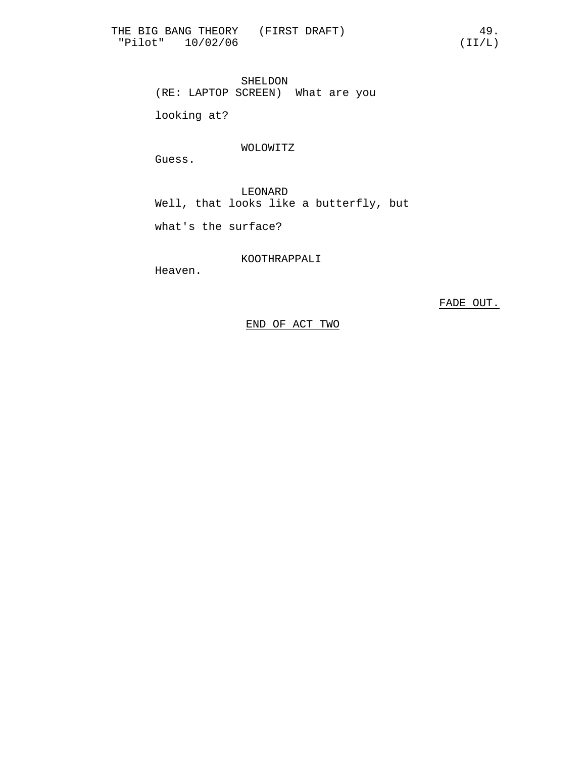SHELDON
(RE: LAPTOP SCREEN) What are you looking at?

WOLOWITZ
Guess.

LEONARD
Well, that looks like a butterfly, but what's the surface?

KOOTHRAPPALI
Heaven.

FADE OUT.

END OF ACT TWO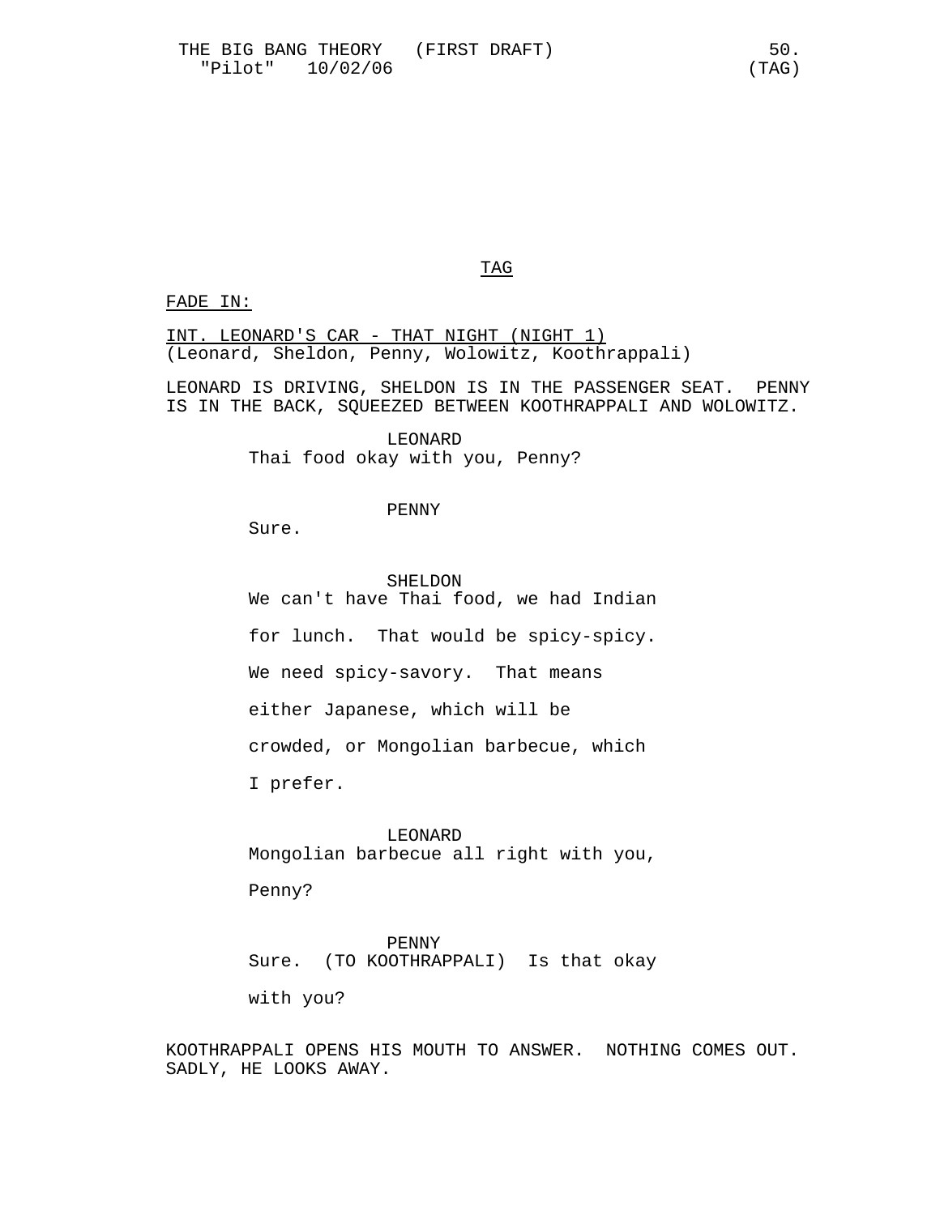TAG

FADE IN:

INT. LEONARD'S CAR - THAT NIGHT (NIGHT 1)
(Leonard, Sheldon, Penny, Wolowitz, Koothrappali)

LEONARD IS DRIVING, SHELDON IS IN THE PASSENGER SEAT. PENNY IS IN THE BACK, SQUEEZED BETWEEN KOOTHRAPPALI AND WOLOWITZ.

LEONARD
Thai food okay with you, Penny?

PENNY
Sure.

SHELDON
We can't have Thai food, we had Indian for lunch. That would be spicy-spicy. We need spicy-savory. That means either Japanese, which will be crowded, or Mongolian barbecue, which I prefer.

LEONARD
Mongolian barbecue all right with you, Penny?

PENNY
Sure. (TO KOOTHRAPPALI) Is that okay with you?

KOOTHRAPPALI OPENS HIS MOUTH TO ANSWER. NOTHING COMES OUT. SADLY, HE LOOKS AWAY.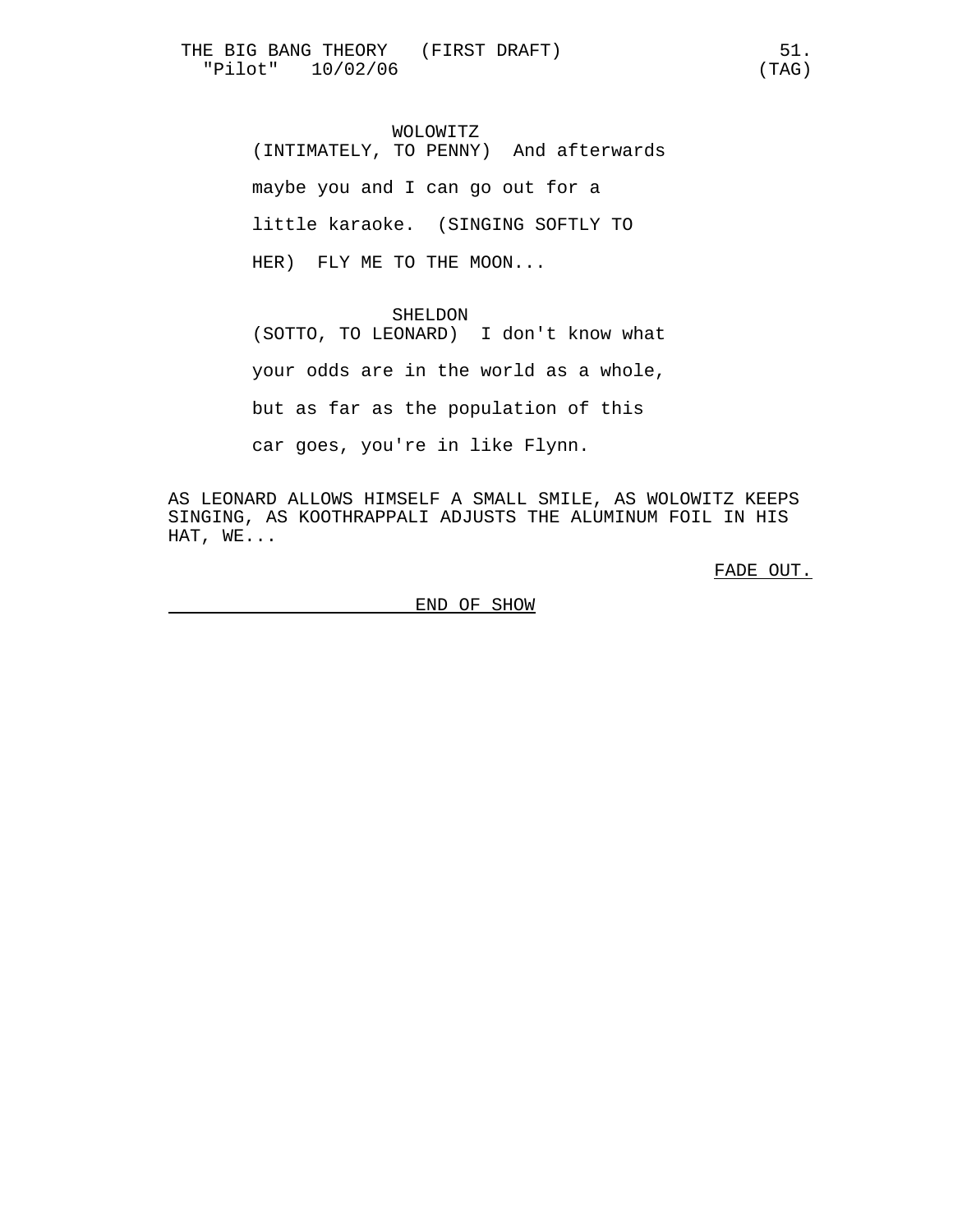WOLOWITZ

(INTIMATELY, TO PENNY) And afterwards maybe you and I can go out for a little karaoke. (SINGING SOFTLY TO HER) FLY ME TO THE MOON...

SHELDON

(SOTTO, TO LEONARD) I don't know what your odds are in the world as a whole, but as far as the population of this car goes, you're in like Flynn.

AS LEONARD ALLOWS HIMSELF A SMALL SMILE, AS WOLOWITZ KEEPS SINGING, AS KOOTHRAPPALI ADJUSTS THE ALUMINUM FOIL IN HIS HAT, WE...

FADE OUT.

END OF SHOW